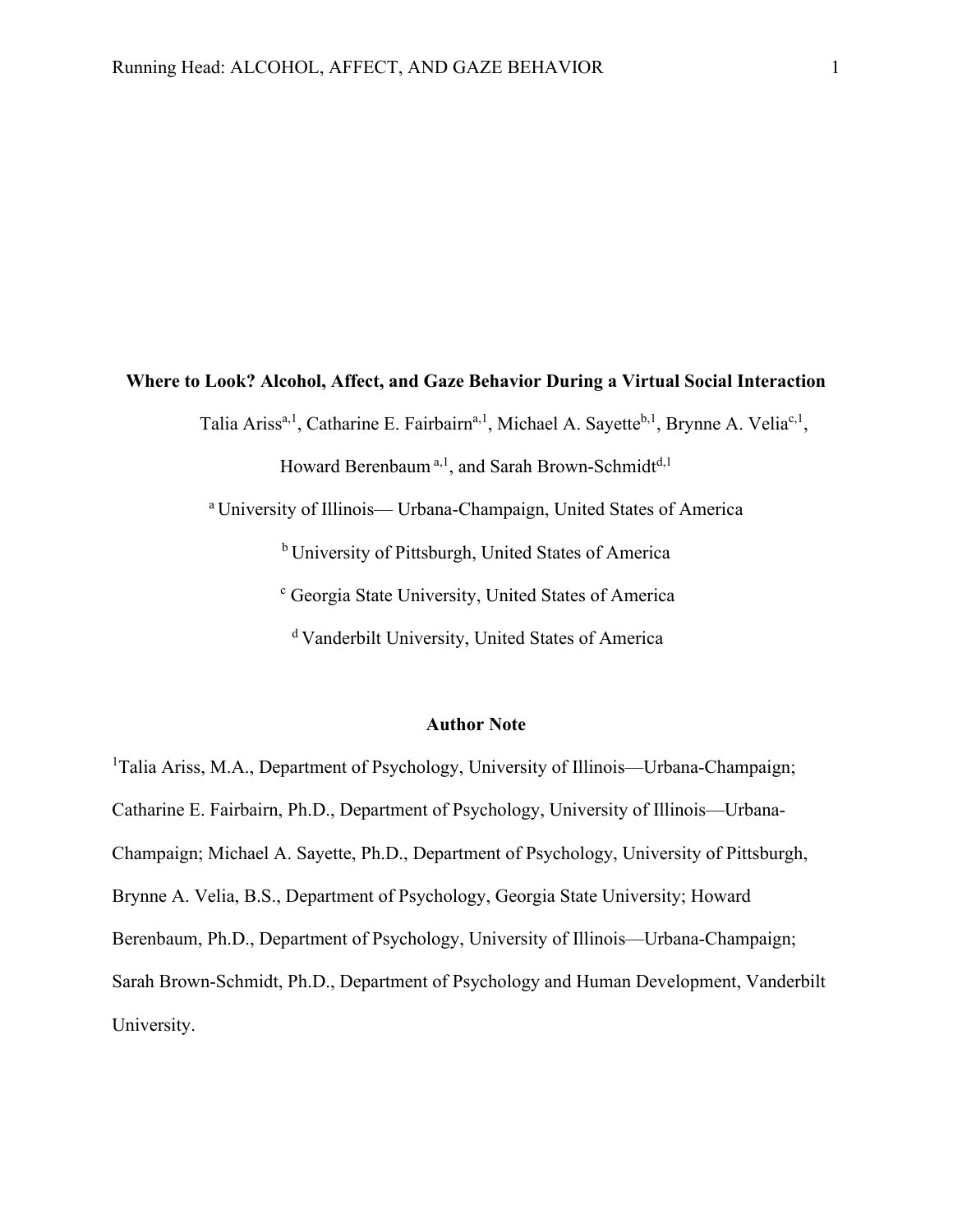# Where to Look? Alcohol, Affect, and Gaze Behavior During a Virtual Social Interaction

Talia Ariss[a,1], Catharine E. Fairbairn[a,1], Michael A. Sayette[b,1], Brynne A. Velia[c,1], Howard Berenbaum[a,1], and Sarah Brown-Schmidt[d,1]

[a] University of Illinois— Urbana-Champaign, United States of America

[b] University of Pittsburgh, United States of America

[c] Georgia State University, United States of America

[d] Vanderbilt University, United States of America

## Author Note

[1]Talia Ariss, M.A., Department of Psychology, University of Illinois—Urbana-Champaign; Catharine E. Fairbairn, Ph.D., Department of Psychology, University of Illinois—Urbana-Champaign; Michael A. Sayette, Ph.D., Department of Psychology, University of Pittsburgh, Brynne A. Velia, B.S., Department of Psychology, Georgia State University; Howard Berenbaum, Ph.D., Department of Psychology, University of Illinois—Urbana-Champaign; Sarah Brown-Schmidt, Ph.D., Department of Psychology and Human Development, Vanderbilt University.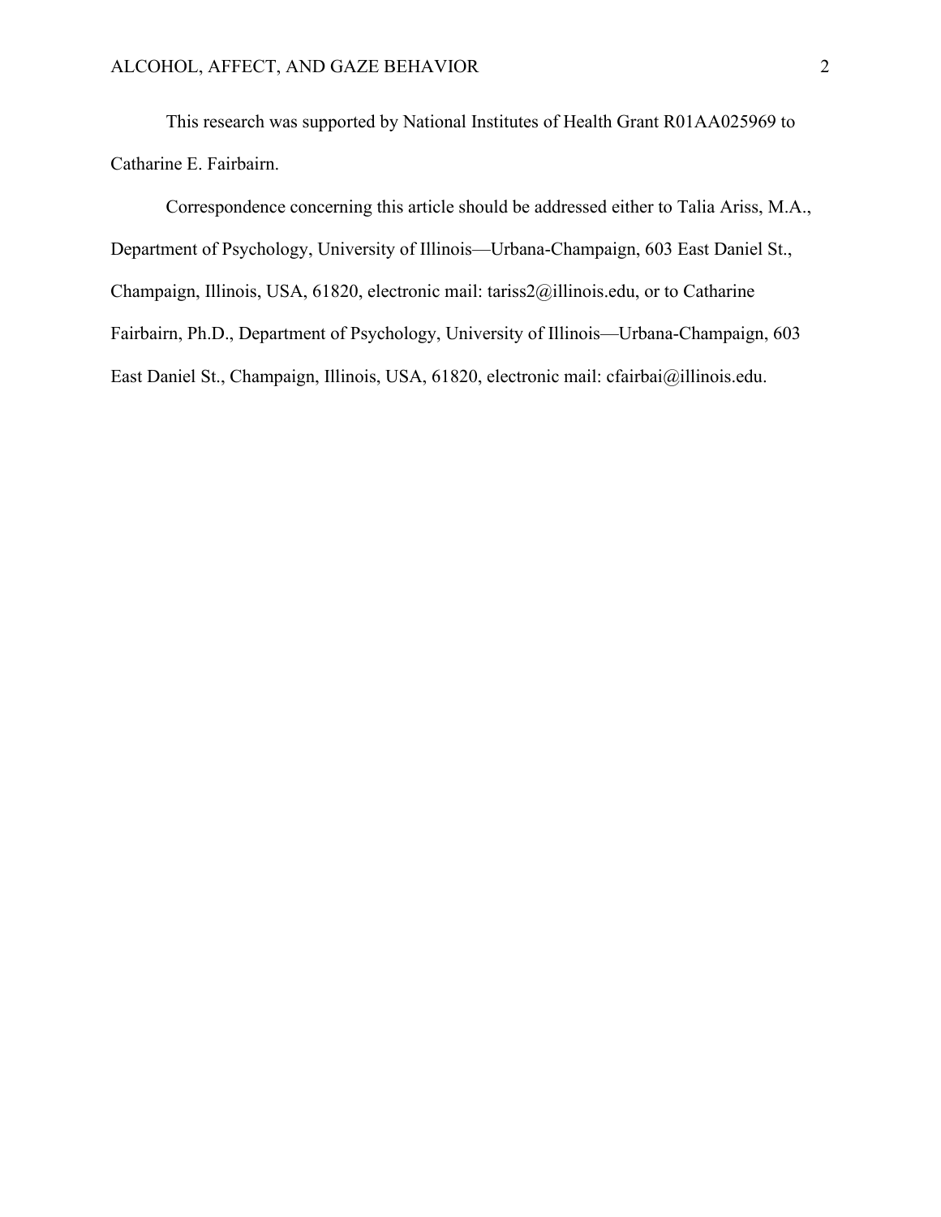This research was supported by National Institutes of Health Grant R01AA025969 to Catharine E. Fairbairn.

Correspondence concerning this article should be addressed either to Talia Ariss, M.A., Department of Psychology, University of Illinois—Urbana-Champaign, 603 East Daniel St., Champaign, Illinois, USA, 61820, electronic mail: tariss2@illinois.edu, or to Catharine Fairbairn, Ph.D., Department of Psychology, University of Illinois—Urbana-Champaign, 603 East Daniel St., Champaign, Illinois, USA, 61820, electronic mail: cfairbai@illinois.edu.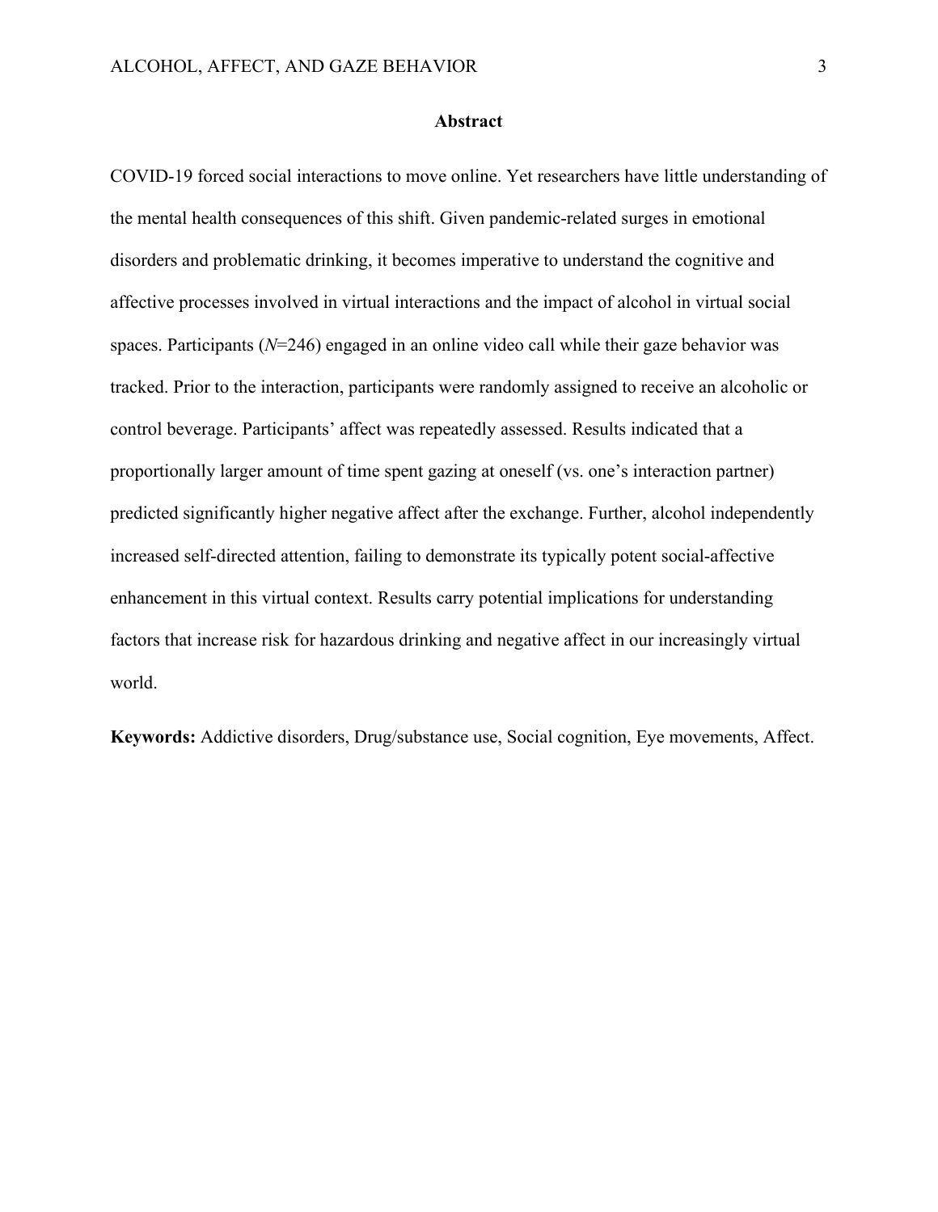## Abstract

COVID-19 forced social interactions to move online. Yet researchers have little understanding of the mental health consequences of this shift. Given pandemic-related surges in emotional disorders and problematic drinking, it becomes imperative to understand the cognitive and affective processes involved in virtual interactions and the impact of alcohol in virtual social spaces. Participants ($N$=246) engaged in an online video call while their gaze behavior was tracked. Prior to the interaction, participants were randomly assigned to receive an alcoholic or control beverage. Participants' affect was repeatedly assessed. Results indicated that a proportionally larger amount of time spent gazing at oneself (vs. one's interaction partner) predicted significantly higher negative affect after the exchange. Further, alcohol independently increased self-directed attention, failing to demonstrate its typically potent social-affective enhancement in this virtual context. Results carry potential implications for understanding factors that increase risk for hazardous drinking and negative affect in our increasingly virtual world.

**Keywords:** Addictive disorders, Drug/substance use, Social cognition, Eye movements, Affect.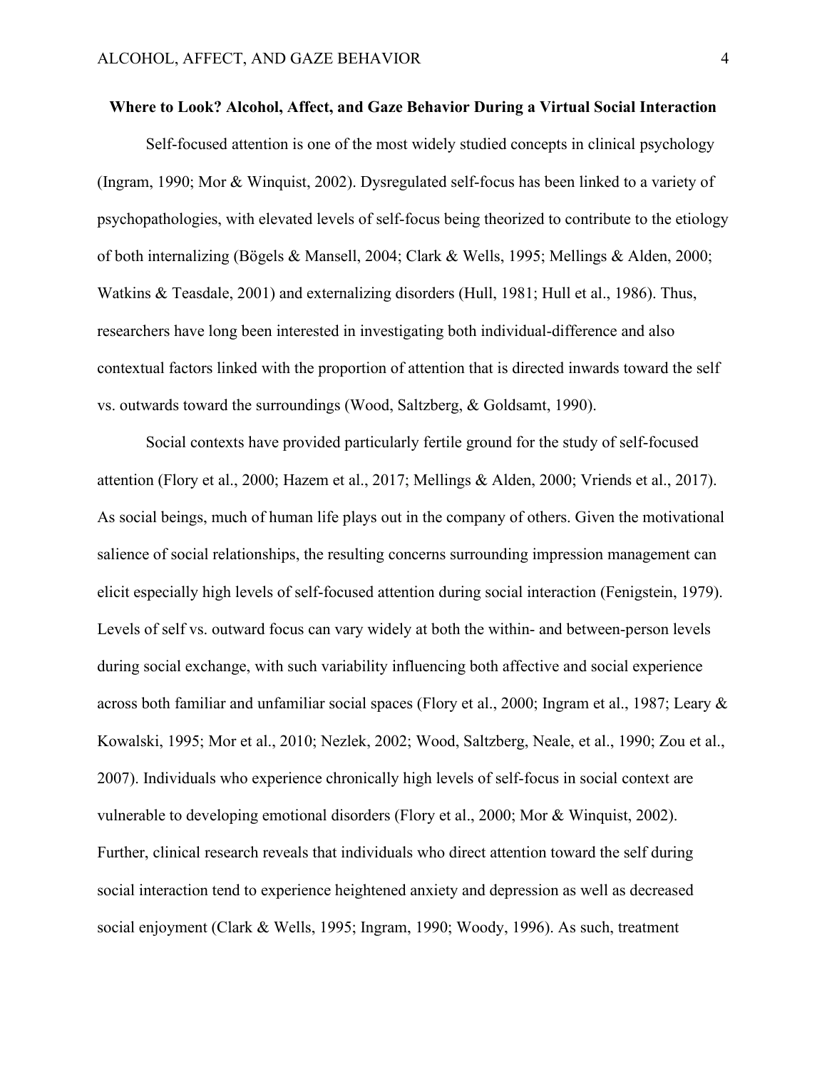# Where to Look? Alcohol, Affect, and Gaze Behavior During a Virtual Social Interaction

Self-focused attention is one of the most widely studied concepts in clinical psychology (Ingram, 1990; Mor & Winquist, 2002). Dysregulated self-focus has been linked to a variety of psychopathologies, with elevated levels of self-focus being theorized to contribute to the etiology of both internalizing (Bögels & Mansell, 2004; Clark & Wells, 1995; Mellings & Alden, 2000; Watkins & Teasdale, 2001) and externalizing disorders (Hull, 1981; Hull et al., 1986). Thus, researchers have long been interested in investigating both individual-difference and also contextual factors linked with the proportion of attention that is directed inwards toward the self vs. outwards toward the surroundings (Wood, Saltzberg, & Goldsamt, 1990).

Social contexts have provided particularly fertile ground for the study of self-focused attention (Flory et al., 2000; Hazem et al., 2017; Mellings & Alden, 2000; Vriends et al., 2017). As social beings, much of human life plays out in the company of others. Given the motivational salience of social relationships, the resulting concerns surrounding impression management can elicit especially high levels of self-focused attention during social interaction (Fenigstein, 1979). Levels of self vs. outward focus can vary widely at both the within- and between-person levels during social exchange, with such variability influencing both affective and social experience across both familiar and unfamiliar social spaces (Flory et al., 2000; Ingram et al., 1987; Leary & Kowalski, 1995; Mor et al., 2010; Nezlek, 2002; Wood, Saltzberg, Neale, et al., 1990; Zou et al., 2007). Individuals who experience chronically high levels of self-focus in social context are vulnerable to developing emotional disorders (Flory et al., 2000; Mor & Winquist, 2002). Further, clinical research reveals that individuals who direct attention toward the self during social interaction tend to experience heightened anxiety and depression as well as decreased social enjoyment (Clark & Wells, 1995; Ingram, 1990; Woody, 1996). As such, treatment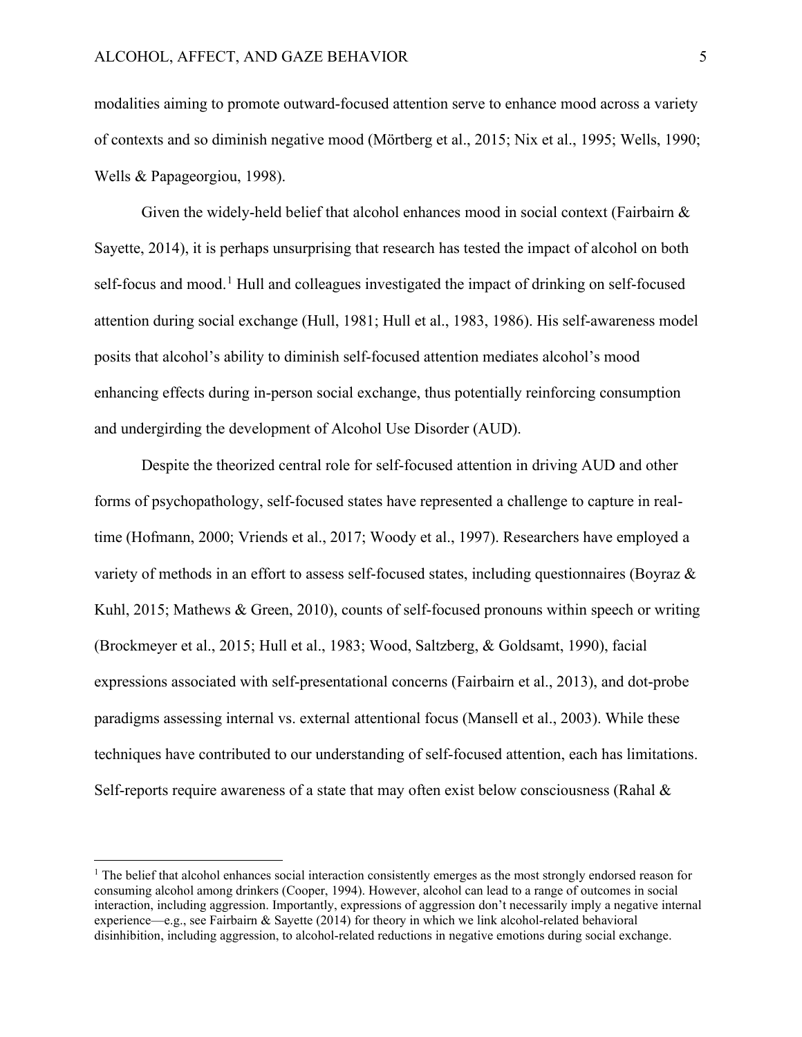modalities aiming to promote outward-focused attention serve to enhance mood across a variety of contexts and so diminish negative mood (Mörtberg et al., 2015; Nix et al., 1995; Wells, 1990; Wells & Papageorgiou, 1998).

Given the widely-held belief that alcohol enhances mood in social context (Fairbairn & Sayette, 2014), it is perhaps unsurprising that research has tested the impact of alcohol on both self-focus and mood.[1] Hull and colleagues investigated the impact of drinking on self-focused attention during social exchange (Hull, 1981; Hull et al., 1983, 1986). His self-awareness model posits that alcohol's ability to diminish self-focused attention mediates alcohol's mood enhancing effects during in-person social exchange, thus potentially reinforcing consumption and undergirding the development of Alcohol Use Disorder (AUD).

Despite the theorized central role for self-focused attention in driving AUD and other forms of psychopathology, self-focused states have represented a challenge to capture in real-time (Hofmann, 2000; Vriends et al., 2017; Woody et al., 1997). Researchers have employed a variety of methods in an effort to assess self-focused states, including questionnaires (Boyraz & Kuhl, 2015; Mathews & Green, 2010), counts of self-focused pronouns within speech or writing (Brockmeyer et al., 2015; Hull et al., 1983; Wood, Saltzberg, & Goldsamt, 1990), facial expressions associated with self-presentational concerns (Fairbairn et al., 2013), and dot-probe paradigms assessing internal vs. external attentional focus (Mansell et al., 2003). While these techniques have contributed to our understanding of self-focused attention, each has limitations. Self-reports require awareness of a state that may often exist below consciousness (Rahal &

---

[1] The belief that alcohol enhances social interaction consistently emerges as the most strongly endorsed reason for consuming alcohol among drinkers (Cooper, 1994). However, alcohol can lead to a range of outcomes in social interaction, including aggression. Importantly, expressions of aggression don't necessarily imply a negative internal experience—e.g., see Fairbairn & Sayette (2014) for theory in which we link alcohol-related behavioral disinhibition, including aggression, to alcohol-related reductions in negative emotions during social exchange.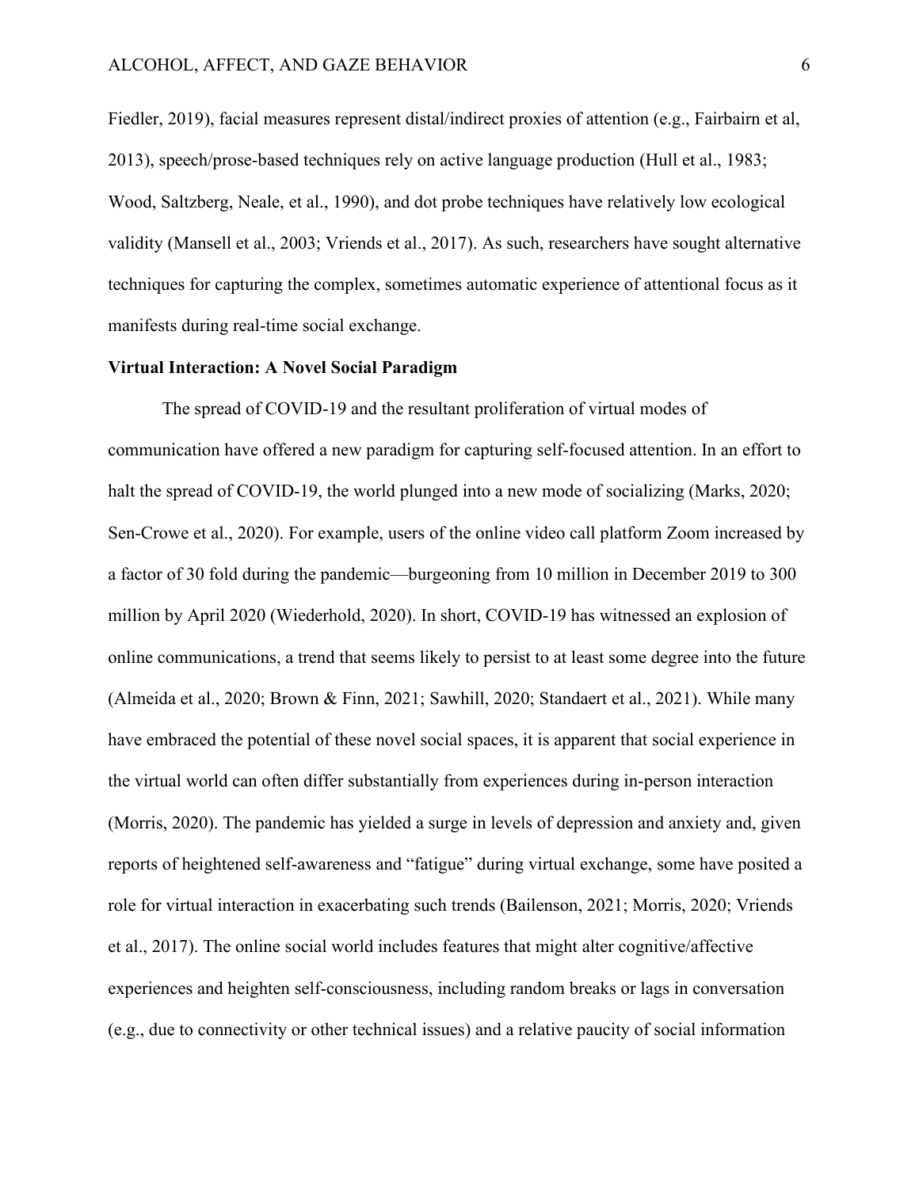Fiedler, 2019), facial measures represent distal/indirect proxies of attention (e.g., Fairbairn et al, 2013), speech/prose-based techniques rely on active language production (Hull et al., 1983; Wood, Saltzberg, Neale, et al., 1990), and dot probe techniques have relatively low ecological validity (Mansell et al., 2003; Vriends et al., 2017). As such, researchers have sought alternative techniques for capturing the complex, sometimes automatic experience of attentional focus as it manifests during real-time social exchange.

**Virtual Interaction: A Novel Social Paradigm**

The spread of COVID-19 and the resultant proliferation of virtual modes of communication have offered a new paradigm for capturing self-focused attention. In an effort to halt the spread of COVID-19, the world plunged into a new mode of socializing (Marks, 2020; Sen-Crowe et al., 2020). For example, users of the online video call platform Zoom increased by a factor of 30 fold during the pandemic—burgeoning from 10 million in December 2019 to 300 million by April 2020 (Wiederhold, 2020). In short, COVID-19 has witnessed an explosion of online communications, a trend that seems likely to persist to at least some degree into the future (Almeida et al., 2020; Brown & Finn, 2021; Sawhill, 2020; Standaert et al., 2021). While many have embraced the potential of these novel social spaces, it is apparent that social experience in the virtual world can often differ substantially from experiences during in-person interaction (Morris, 2020). The pandemic has yielded a surge in levels of depression and anxiety and, given reports of heightened self-awareness and "fatigue" during virtual exchange, some have posited a role for virtual interaction in exacerbating such trends (Bailenson, 2021; Morris, 2020; Vriends et al., 2017). The online social world includes features that might alter cognitive/affective experiences and heighten self-consciousness, including random breaks or lags in conversation (e.g., due to connectivity or other technical issues) and a relative paucity of social information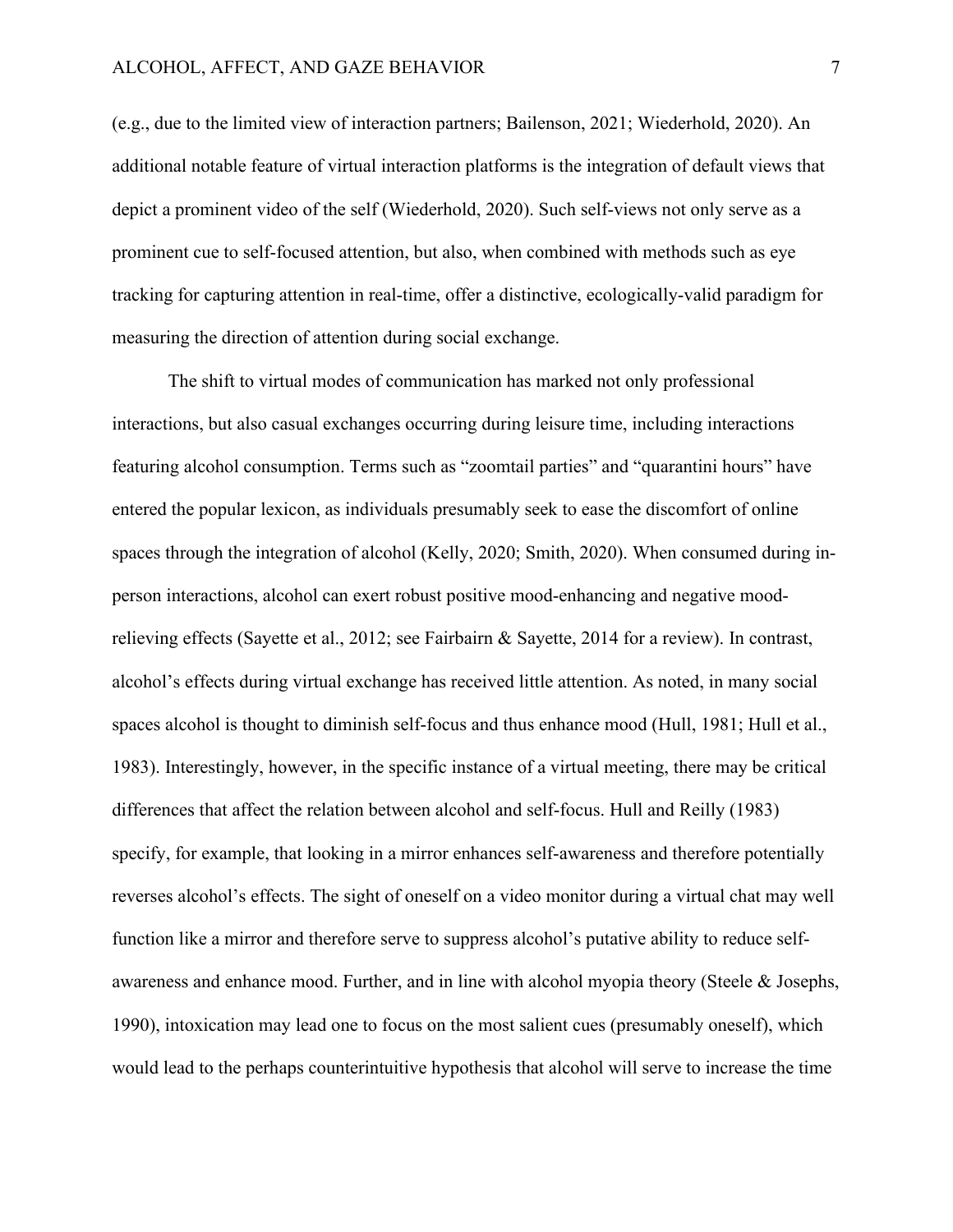(e.g., due to the limited view of interaction partners; Bailenson, 2021; Wiederhold, 2020). An additional notable feature of virtual interaction platforms is the integration of default views that depict a prominent video of the self (Wiederhold, 2020). Such self-views not only serve as a prominent cue to self-focused attention, but also, when combined with methods such as eye tracking for capturing attention in real-time, offer a distinctive, ecologically-valid paradigm for measuring the direction of attention during social exchange.

The shift to virtual modes of communication has marked not only professional interactions, but also casual exchanges occurring during leisure time, including interactions featuring alcohol consumption. Terms such as "zoomtail parties" and "quarantini hours" have entered the popular lexicon, as individuals presumably seek to ease the discomfort of online spaces through the integration of alcohol (Kelly, 2020; Smith, 2020). When consumed during in-person interactions, alcohol can exert robust positive mood-enhancing and negative mood-relieving effects (Sayette et al., 2012; see Fairbairn & Sayette, 2014 for a review). In contrast, alcohol's effects during virtual exchange has received little attention. As noted, in many social spaces alcohol is thought to diminish self-focus and thus enhance mood (Hull, 1981; Hull et al., 1983). Interestingly, however, in the specific instance of a virtual meeting, there may be critical differences that affect the relation between alcohol and self-focus. Hull and Reilly (1983) specify, for example, that looking in a mirror enhances self-awareness and therefore potentially reverses alcohol's effects. The sight of oneself on a video monitor during a virtual chat may well function like a mirror and therefore serve to suppress alcohol's putative ability to reduce self-awareness and enhance mood. Further, and in line with alcohol myopia theory (Steele & Josephs, 1990), intoxication may lead one to focus on the most salient cues (presumably oneself), which would lead to the perhaps counterintuitive hypothesis that alcohol will serve to increase the time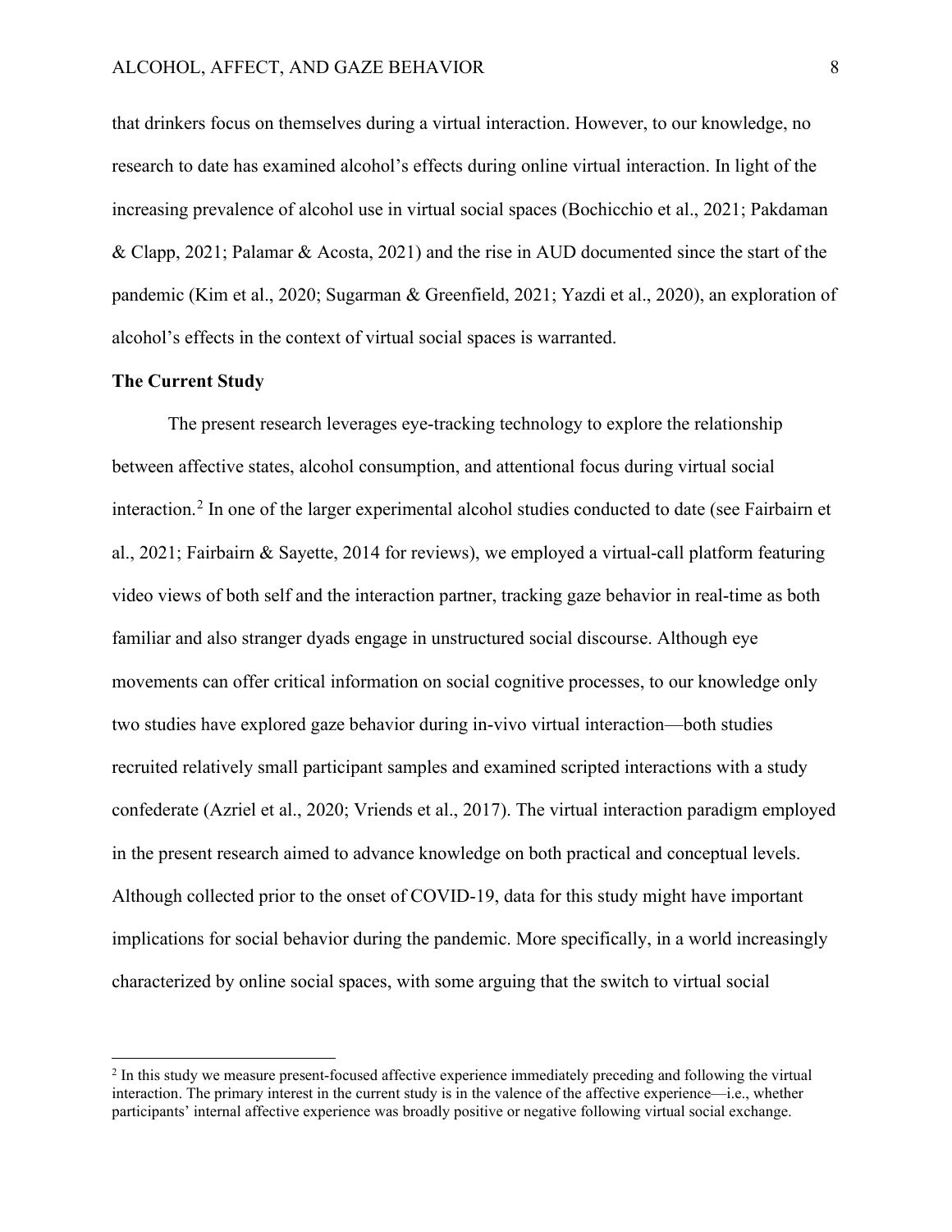that drinkers focus on themselves during a virtual interaction. However, to our knowledge, no research to date has examined alcohol's effects during online virtual interaction. In light of the increasing prevalence of alcohol use in virtual social spaces (Bochicchio et al., 2021; Pakdaman & Clapp, 2021; Palamar & Acosta, 2021) and the rise in AUD documented since the start of the pandemic (Kim et al., 2020; Sugarman & Greenfield, 2021; Yazdi et al., 2020), an exploration of alcohol's effects in the context of virtual social spaces is warranted.

## The Current Study

The present research leverages eye-tracking technology to explore the relationship between affective states, alcohol consumption, and attentional focus during virtual social interaction.[2] In one of the larger experimental alcohol studies conducted to date (see Fairbairn et al., 2021; Fairbairn & Sayette, 2014 for reviews), we employed a virtual-call platform featuring video views of both self and the interaction partner, tracking gaze behavior in real-time as both familiar and also stranger dyads engage in unstructured social discourse. Although eye movements can offer critical information on social cognitive processes, to our knowledge only two studies have explored gaze behavior during in-vivo virtual interaction—both studies recruited relatively small participant samples and examined scripted interactions with a study confederate (Azriel et al., 2020; Vriends et al., 2017). The virtual interaction paradigm employed in the present research aimed to advance knowledge on both practical and conceptual levels. Although collected prior to the onset of COVID-19, data for this study might have important implications for social behavior during the pandemic. More specifically, in a world increasingly characterized by online social spaces, with some arguing that the switch to virtual social

[2] In this study we measure present-focused affective experience immediately preceding and following the virtual interaction. The primary interest in the current study is in the valence of the affective experience—i.e., whether participants' internal affective experience was broadly positive or negative following virtual social exchange.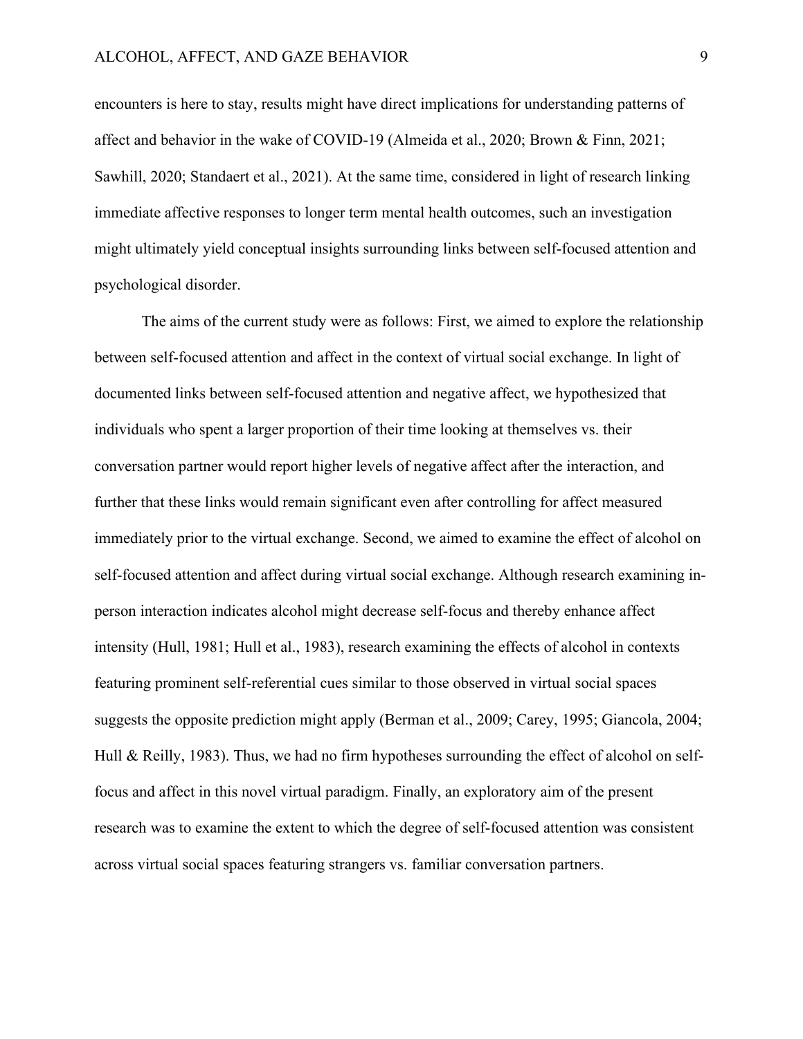encounters is here to stay, results might have direct implications for understanding patterns of affect and behavior in the wake of COVID-19 (Almeida et al., 2020; Brown & Finn, 2021; Sawhill, 2020; Standaert et al., 2021). At the same time, considered in light of research linking immediate affective responses to longer term mental health outcomes, such an investigation might ultimately yield conceptual insights surrounding links between self-focused attention and psychological disorder.

The aims of the current study were as follows: First, we aimed to explore the relationship between self-focused attention and affect in the context of virtual social exchange. In light of documented links between self-focused attention and negative affect, we hypothesized that individuals who spent a larger proportion of their time looking at themselves vs. their conversation partner would report higher levels of negative affect after the interaction, and further that these links would remain significant even after controlling for affect measured immediately prior to the virtual exchange. Second, we aimed to examine the effect of alcohol on self-focused attention and affect during virtual social exchange. Although research examining in-person interaction indicates alcohol might decrease self-focus and thereby enhance affect intensity (Hull, 1981; Hull et al., 1983), research examining the effects of alcohol in contexts featuring prominent self-referential cues similar to those observed in virtual social spaces suggests the opposite prediction might apply (Berman et al., 2009; Carey, 1995; Giancola, 2004; Hull & Reilly, 1983). Thus, we had no firm hypotheses surrounding the effect of alcohol on self-focus and affect in this novel virtual paradigm. Finally, an exploratory aim of the present research was to examine the extent to which the degree of self-focused attention was consistent across virtual social spaces featuring strangers vs. familiar conversation partners.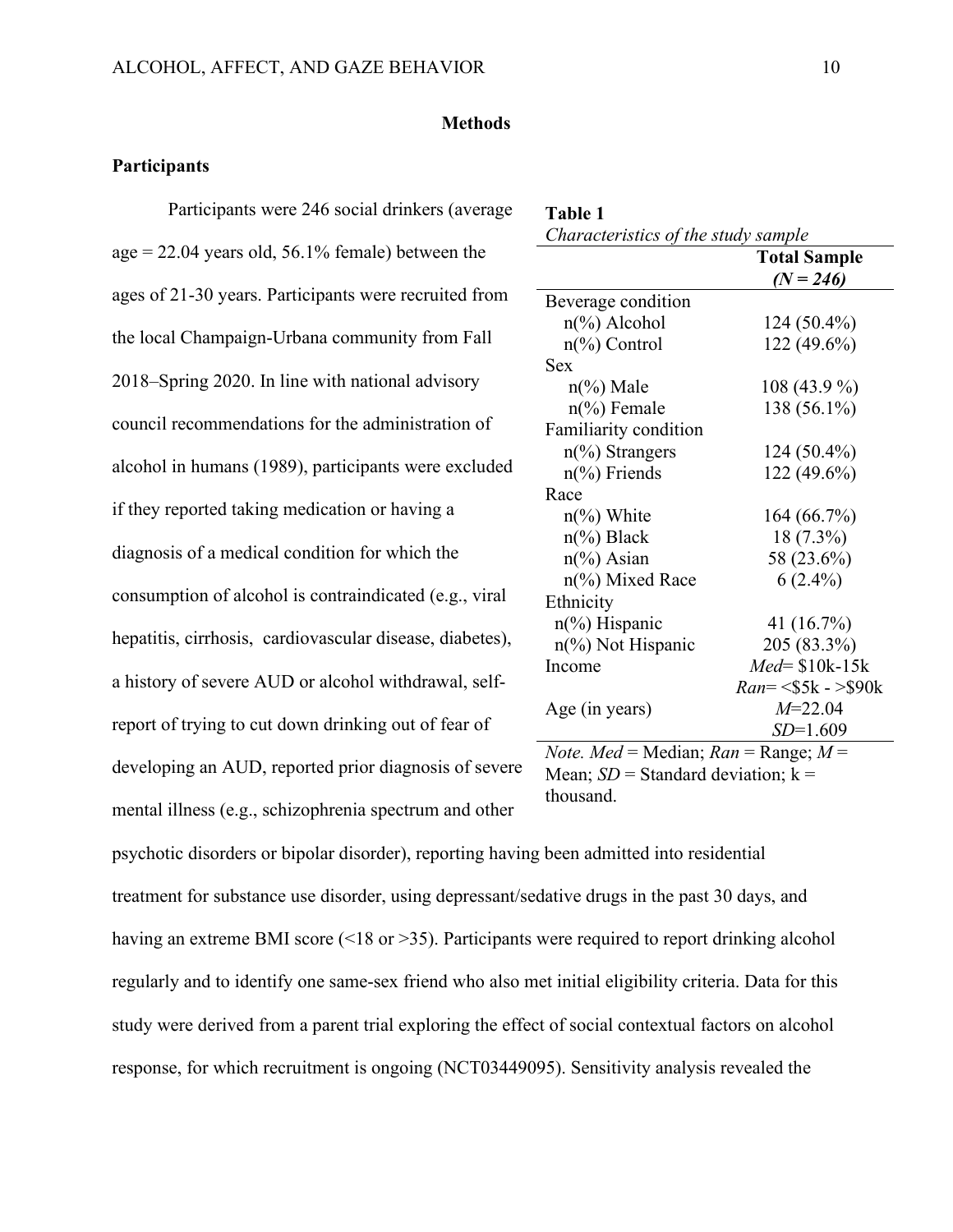## Methods

### Participants

Participants were 246 social drinkers (average age = 22.04 years old, 56.1% female) between the ages of 21-30 years. Participants were recruited from the local Champaign-Urbana community from Fall 2018–Spring 2020. In line with national advisory council recommendations for the administration of alcohol in humans (1989), participants were excluded if they reported taking medication or having a diagnosis of a medical condition for which the consumption of alcohol is contraindicated (e.g., viral hepatitis, cirrhosis, cardiovascular disease, diabetes), a history of severe AUD or alcohol withdrawal, self-report of trying to cut down drinking out of fear of developing an AUD, reported prior diagnosis of severe mental illness (e.g., schizophrenia spectrum and other psychotic disorders or bipolar disorder), reporting having been admitted into residential treatment for substance use disorder, using depressant/sedative drugs in the past 30 days, and having an extreme BMI score (<18 or >35). Participants were required to report drinking alcohol regularly and to identify one same-sex friend who also met initial eligibility criteria. Data for this study were derived from a parent trial exploring the effect of social contextual factors on alcohol response, for which recruitment is ongoing (NCT03449095). Sensitivity analysis revealed the

**Table 1**
*Characteristics of the study sample*

| | Total Sample *(N = 246)* |
|---|---|
| Beverage condition | |
| n(%) Alcohol | 124 (50.4%) |
| n(%) Control | 122 (49.6%) |
| Sex | |
| n(%) Male | 108 (43.9 %) |
| n(%) Female | 138 (56.1%) |
| Familiarity condition | |
| n(%) Strangers | 124 (50.4%) |
| n(%) Friends | 122 (49.6%) |
| Race | |
| n(%) White | 164 (66.7%) |
| n(%) Black | 18 (7.3%) |
| n(%) Asian | 58 (23.6%) |
| n(%) Mixed Race | 6 (2.4%) |
| Ethnicity | |
| n(%) Hispanic | 41 (16.7%) |
| n(%) Not Hispanic | 205 (83.3%) |
| Income | *Med*= $10k-15k<br>*Ran*= <$5k - >$90k |
| Age (in years) | *M*=22.04<br>*SD*=1.609 |

*Note. Med* = Median; *Ran* = Range; *M* = Mean; *SD* = Standard deviation; k = thousand.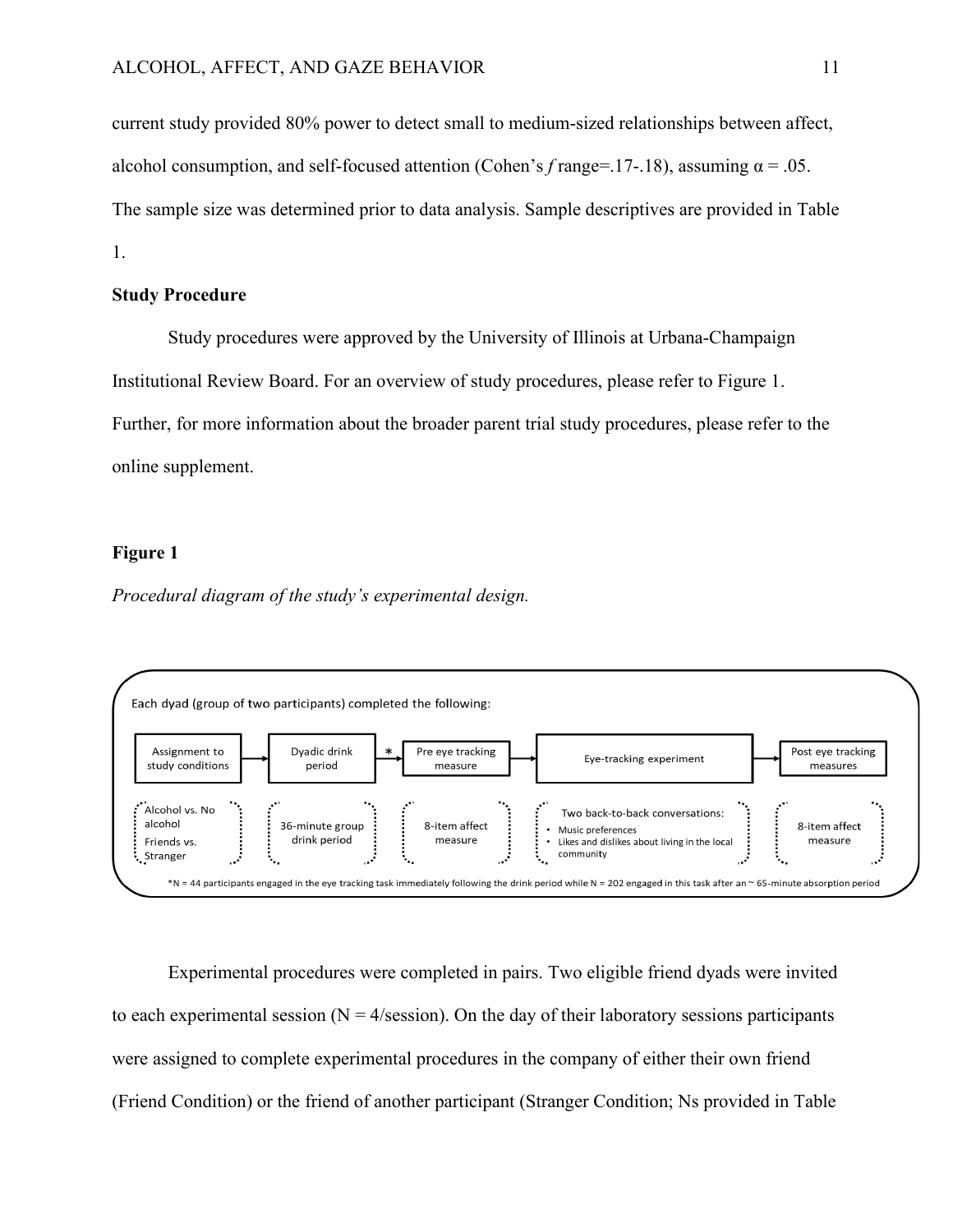current study provided 80% power to detect small to medium-sized relationships between affect, alcohol consumption, and self-focused attention (Cohen's *f* range=.17-.18), assuming α = .05. The sample size was determined prior to data analysis. Sample descriptives are provided in Table 1.

## Study Procedure

Study procedures were approved by the University of Illinois at Urbana-Champaign Institutional Review Board. For an overview of study procedures, please refer to Figure 1. Further, for more information about the broader parent trial study procedures, please refer to the online supplement.

**Figure 1**

*Procedural diagram of the study's experimental design.*

Each dyad (group of two participants) completed the following:

| Assignment to study conditions | Dyadic drink period * | Pre eye tracking measure | Eye-tracking experiment | Post eye tracking measures |
|---|---|---|---|---|
| Alcohol vs. No alcohol; Friends vs. Stranger | 36-minute group drink period | 8-item affect measure | Two back-to-back conversations: • Music preferences • Likes and dislikes about living in the local community | 8-item affect measure |

*N = 44 participants engaged in the eye tracking task immediately following the drink period while N = 202 engaged in this task after an ~ 65-minute absorption period

Experimental procedures were completed in pairs. Two eligible friend dyads were invited to each experimental session (N = 4/session). On the day of their laboratory sessions participants were assigned to complete experimental procedures in the company of either their own friend (Friend Condition) or the friend of another participant (Stranger Condition; Ns provided in Table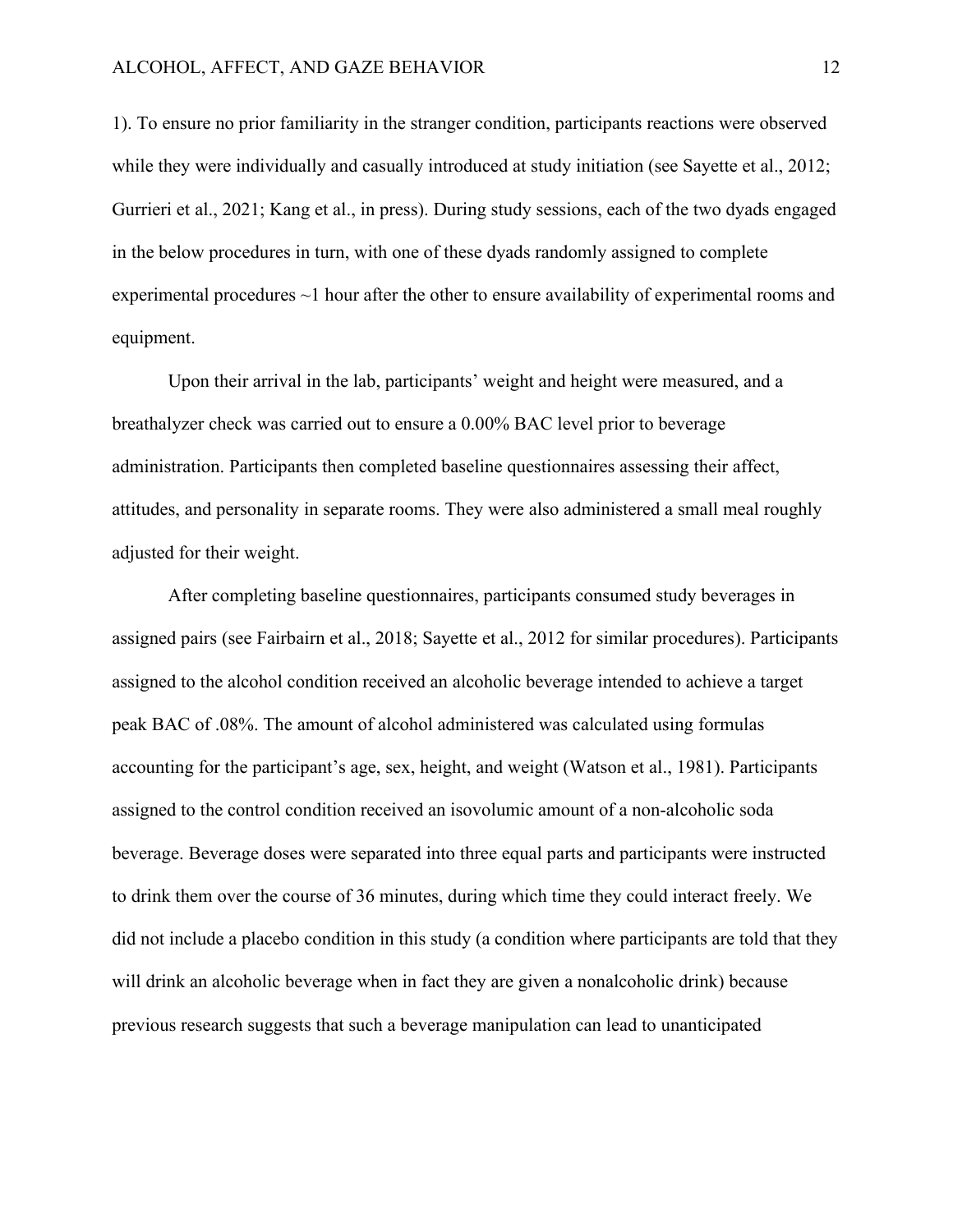1). To ensure no prior familiarity in the stranger condition, participants reactions were observed while they were individually and casually introduced at study initiation (see Sayette et al., 2012; Gurrieri et al., 2021; Kang et al., in press). During study sessions, each of the two dyads engaged in the below procedures in turn, with one of these dyads randomly assigned to complete experimental procedures ~1 hour after the other to ensure availability of experimental rooms and equipment.

Upon their arrival in the lab, participants' weight and height were measured, and a breathalyzer check was carried out to ensure a 0.00% BAC level prior to beverage administration. Participants then completed baseline questionnaires assessing their affect, attitudes, and personality in separate rooms. They were also administered a small meal roughly adjusted for their weight.

After completing baseline questionnaires, participants consumed study beverages in assigned pairs (see Fairbairn et al., 2018; Sayette et al., 2012 for similar procedures). Participants assigned to the alcohol condition received an alcoholic beverage intended to achieve a target peak BAC of .08%. The amount of alcohol administered was calculated using formulas accounting for the participant's age, sex, height, and weight (Watson et al., 1981). Participants assigned to the control condition received an isovolumic amount of a non-alcoholic soda beverage. Beverage doses were separated into three equal parts and participants were instructed to drink them over the course of 36 minutes, during which time they could interact freely. We did not include a placebo condition in this study (a condition where participants are told that they will drink an alcoholic beverage when in fact they are given a nonalcoholic drink) because previous research suggests that such a beverage manipulation can lead to unanticipated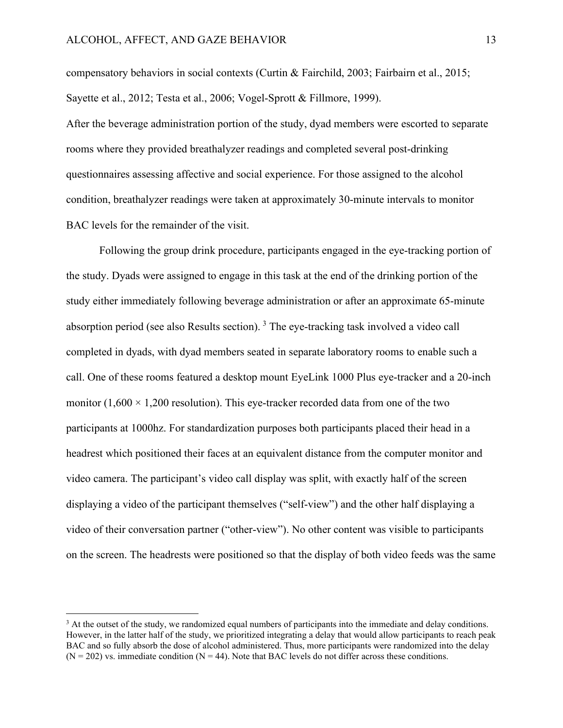compensatory behaviors in social contexts (Curtin & Fairchild, 2003; Fairbairn et al., 2015; Sayette et al., 2012; Testa et al., 2006; Vogel-Sprott & Fillmore, 1999).

After the beverage administration portion of the study, dyad members were escorted to separate rooms where they provided breathalyzer readings and completed several post-drinking questionnaires assessing affective and social experience. For those assigned to the alcohol condition, breathalyzer readings were taken at approximately 30-minute intervals to monitor BAC levels for the remainder of the visit.

Following the group drink procedure, participants engaged in the eye-tracking portion of the study. Dyads were assigned to engage in this task at the end of the drinking portion of the study either immediately following beverage administration or after an approximate 65-minute absorption period (see also Results section).[3] The eye-tracking task involved a video call completed in dyads, with dyad members seated in separate laboratory rooms to enable such a call. One of these rooms featured a desktop mount EyeLink 1000 Plus eye-tracker and a 20-inch monitor (1,600 × 1,200 resolution). This eye-tracker recorded data from one of the two participants at 1000hz. For standardization purposes both participants placed their head in a headrest which positioned their faces at an equivalent distance from the computer monitor and video camera. The participant's video call display was split, with exactly half of the screen displaying a video of the participant themselves ("self-view") and the other half displaying a video of their conversation partner ("other-view"). No other content was visible to participants on the screen. The headrests were positioned so that the display of both video feeds was the same

---

[3] At the outset of the study, we randomized equal numbers of participants into the immediate and delay conditions. However, in the latter half of the study, we prioritized integrating a delay that would allow participants to reach peak BAC and so fully absorb the dose of alcohol administered. Thus, more participants were randomized into the delay (N = 202) vs. immediate condition (N = 44). Note that BAC levels do not differ across these conditions.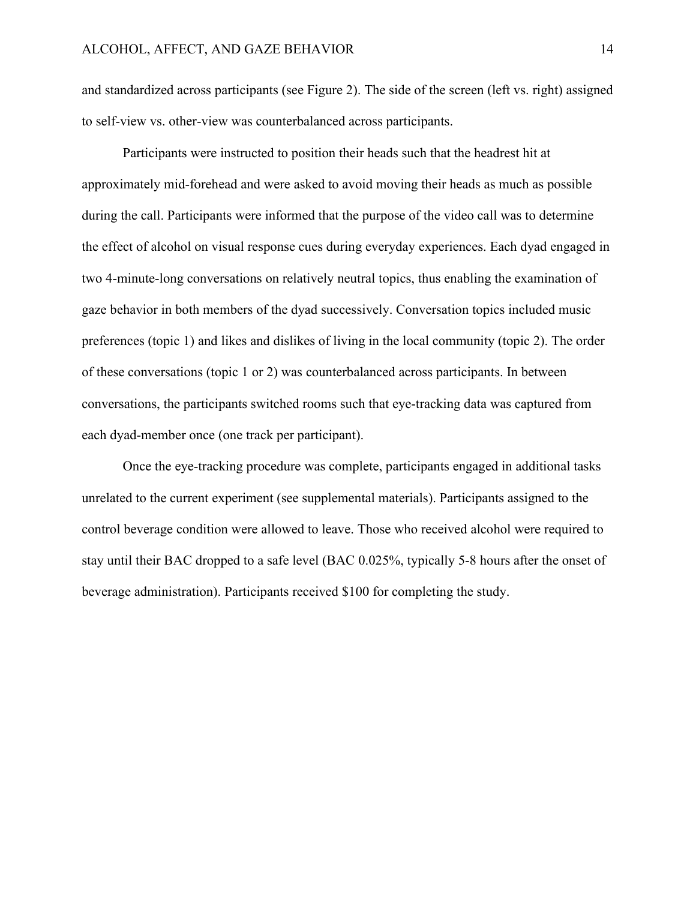and standardized across participants (see Figure 2). The side of the screen (left vs. right) assigned to self-view vs. other-view was counterbalanced across participants.

Participants were instructed to position their heads such that the headrest hit at approximately mid-forehead and were asked to avoid moving their heads as much as possible during the call. Participants were informed that the purpose of the video call was to determine the effect of alcohol on visual response cues during everyday experiences. Each dyad engaged in two 4-minute-long conversations on relatively neutral topics, thus enabling the examination of gaze behavior in both members of the dyad successively. Conversation topics included music preferences (topic 1) and likes and dislikes of living in the local community (topic 2). The order of these conversations (topic 1 or 2) was counterbalanced across participants. In between conversations, the participants switched rooms such that eye-tracking data was captured from each dyad-member once (one track per participant).

Once the eye-tracking procedure was complete, participants engaged in additional tasks unrelated to the current experiment (see supplemental materials). Participants assigned to the control beverage condition were allowed to leave. Those who received alcohol were required to stay until their BAC dropped to a safe level (BAC 0.025%, typically 5-8 hours after the onset of beverage administration). Participants received $100 for completing the study.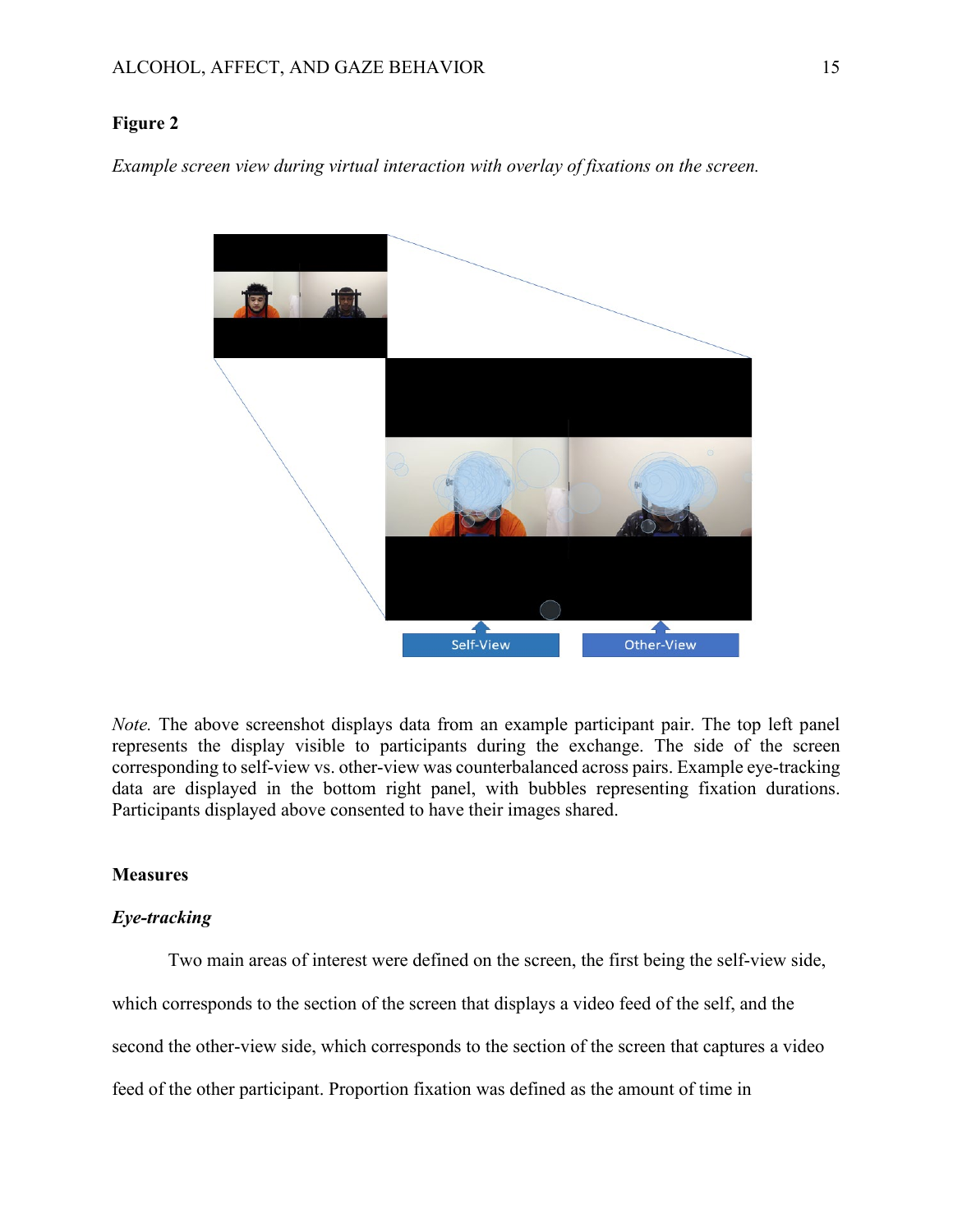**Figure 2**

*Example screen view during virtual interaction with overlay of fixations on the screen.*

*Note.* The above screenshot displays data from an example participant pair. The top left panel represents the display visible to participants during the exchange. The side of the screen corresponding to self-view vs. other-view was counterbalanced across pairs. Example eye-tracking data are displayed in the bottom right panel, with bubbles representing fixation durations. Participants displayed above consented to have their images shared.

## Measures

### *Eye-tracking*

Two main areas of interest were defined on the screen, the first being the self-view side, which corresponds to the section of the screen that displays a video feed of the self, and the second the other-view side, which corresponds to the section of the screen that captures a video feed of the other participant. Proportion fixation was defined as the amount of time in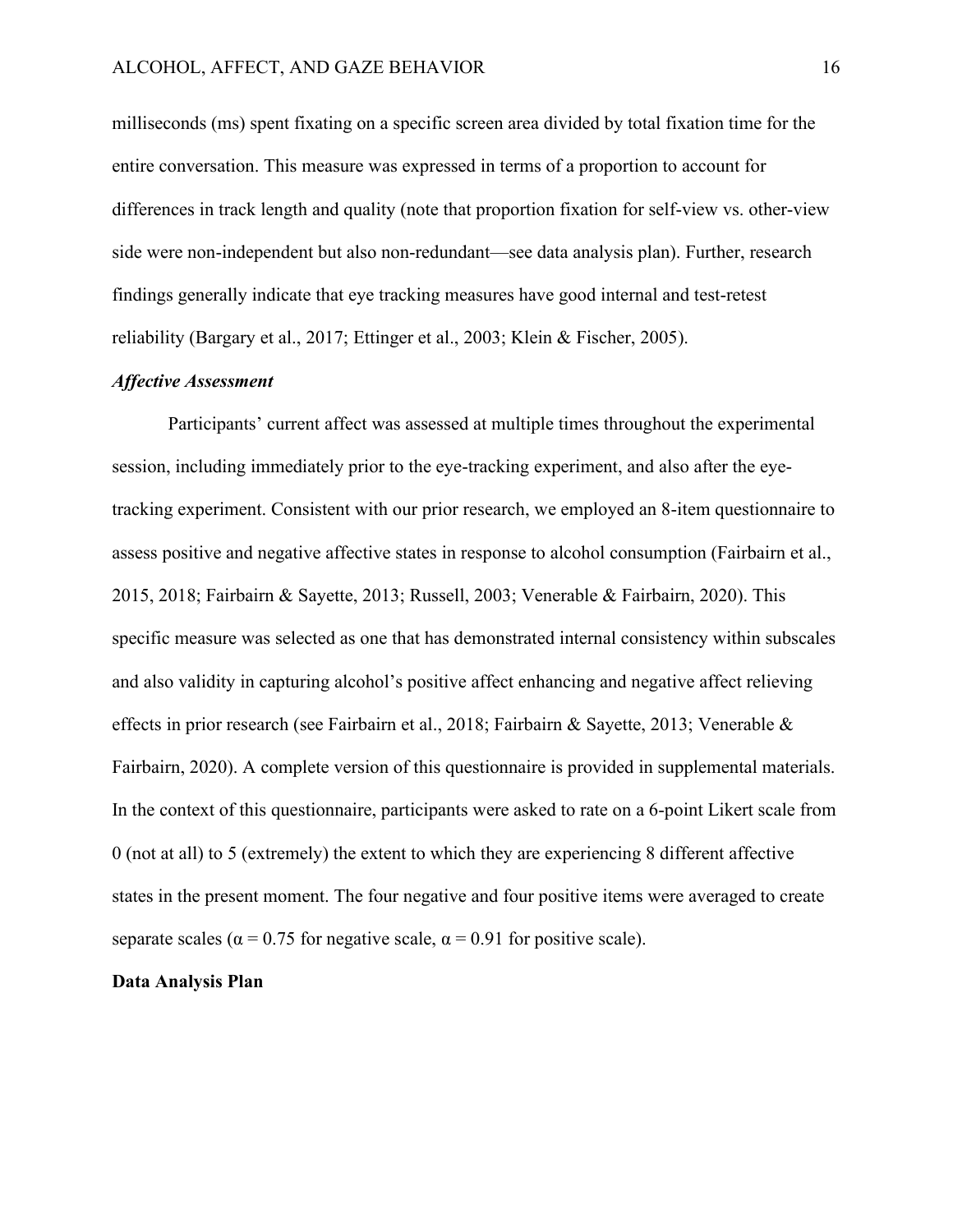milliseconds (ms) spent fixating on a specific screen area divided by total fixation time for the entire conversation. This measure was expressed in terms of a proportion to account for differences in track length and quality (note that proportion fixation for self-view vs. other-view side were non-independent but also non-redundant—see data analysis plan). Further, research findings generally indicate that eye tracking measures have good internal and test-retest reliability (Bargary et al., 2017; Ettinger et al., 2003; Klein & Fischer, 2005).

### *Affective Assessment*

Participants' current affect was assessed at multiple times throughout the experimental session, including immediately prior to the eye-tracking experiment, and also after the eye-tracking experiment. Consistent with our prior research, we employed an 8-item questionnaire to assess positive and negative affective states in response to alcohol consumption (Fairbairn et al., 2015, 2018; Fairbairn & Sayette, 2013; Russell, 2003; Venerable & Fairbairn, 2020). This specific measure was selected as one that has demonstrated internal consistency within subscales and also validity in capturing alcohol's positive affect enhancing and negative affect relieving effects in prior research (see Fairbairn et al., 2018; Fairbairn & Sayette, 2013; Venerable & Fairbairn, 2020). A complete version of this questionnaire is provided in supplemental materials. In the context of this questionnaire, participants were asked to rate on a 6-point Likert scale from 0 (not at all) to 5 (extremely) the extent to which they are experiencing 8 different affective states in the present moment. The four negative and four positive items were averaged to create separate scales ($\alpha = 0.75$ for negative scale, $\alpha = 0.91$ for positive scale).

## Data Analysis Plan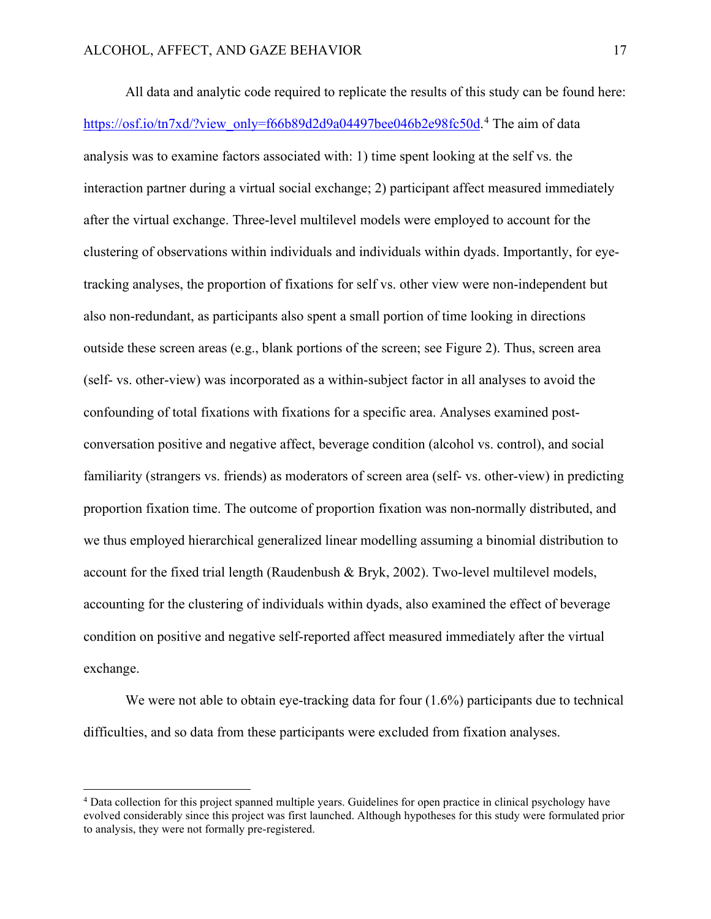All data and analytic code required to replicate the results of this study can be found here: https://osf.io/tn7xd/?view_only=f66b89d2d9a04497bee046b2e98fc50d.[4] The aim of data analysis was to examine factors associated with: 1) time spent looking at the self vs. the interaction partner during a virtual social exchange; 2) participant affect measured immediately after the virtual exchange. Three-level multilevel models were employed to account for the clustering of observations within individuals and individuals within dyads. Importantly, for eye-tracking analyses, the proportion of fixations for self vs. other view were non-independent but also non-redundant, as participants also spent a small portion of time looking in directions outside these screen areas (e.g., blank portions of the screen; see Figure 2). Thus, screen area (self- vs. other-view) was incorporated as a within-subject factor in all analyses to avoid the confounding of total fixations with fixations for a specific area. Analyses examined post-conversation positive and negative affect, beverage condition (alcohol vs. control), and social familiarity (strangers vs. friends) as moderators of screen area (self- vs. other-view) in predicting proportion fixation time. The outcome of proportion fixation was non-normally distributed, and we thus employed hierarchical generalized linear modelling assuming a binomial distribution to account for the fixed trial length (Raudenbush & Bryk, 2002). Two-level multilevel models, accounting for the clustering of individuals within dyads, also examined the effect of beverage condition on positive and negative self-reported affect measured immediately after the virtual exchange.

We were not able to obtain eye-tracking data for four (1.6%) participants due to technical difficulties, and so data from these participants were excluded from fixation analyses.

---

[4] Data collection for this project spanned multiple years. Guidelines for open practice in clinical psychology have evolved considerably since this project was first launched. Although hypotheses for this study were formulated prior to analysis, they were not formally pre-registered.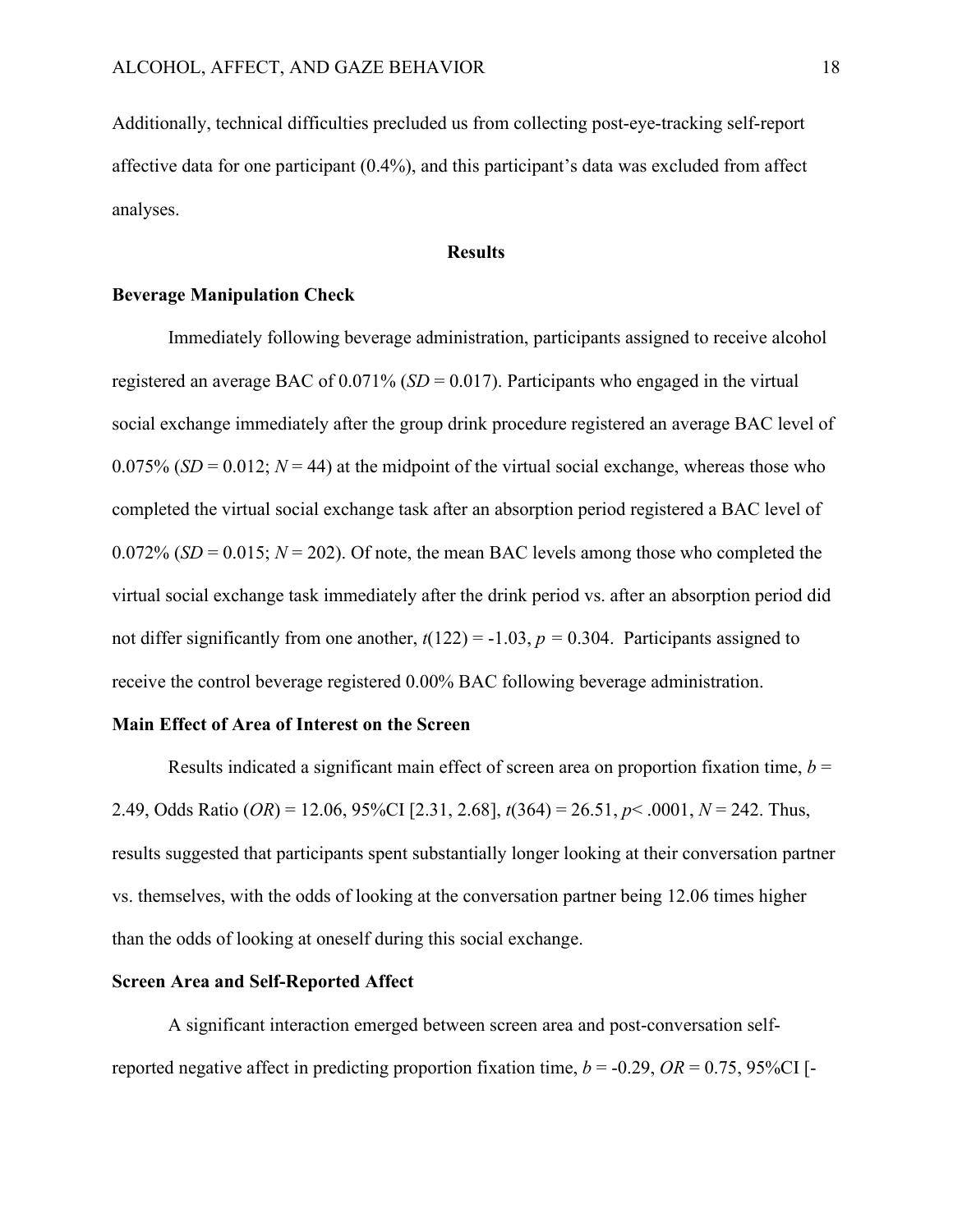Additionally, technical difficulties precluded us from collecting post-eye-tracking self-report affective data for one participant (0.4%), and this participant's data was excluded from affect analyses.

## Results

### Beverage Manipulation Check

Immediately following beverage administration, participants assigned to receive alcohol registered an average BAC of 0.071% (*SD* = 0.017). Participants who engaged in the virtual social exchange immediately after the group drink procedure registered an average BAC level of 0.075% (*SD* = 0.012; *N* = 44) at the midpoint of the virtual social exchange, whereas those who completed the virtual social exchange task after an absorption period registered a BAC level of 0.072% (*SD* = 0.015; *N* = 202). Of note, the mean BAC levels among those who completed the virtual social exchange task immediately after the drink period vs. after an absorption period did not differ significantly from one another, $t(122) = -1.03$, $p = 0.304$. Participants assigned to receive the control beverage registered 0.00% BAC following beverage administration.

### Main Effect of Area of Interest on the Screen

Results indicated a significant main effect of screen area on proportion fixation time, $b = 2.49$, Odds Ratio (*OR*) = 12.06, 95%CI [2.31, 2.68], $t(364) = 26.51$, $p < .0001$, $N = 242$. Thus, results suggested that participants spent substantially longer looking at their conversation partner vs. themselves, with the odds of looking at the conversation partner being 12.06 times higher than the odds of looking at oneself during this social exchange.

### Screen Area and Self-Reported Affect

A significant interaction emerged between screen area and post-conversation self-reported negative affect in predicting proportion fixation time, $b = -0.29$, $OR = 0.75$, 95%CI [-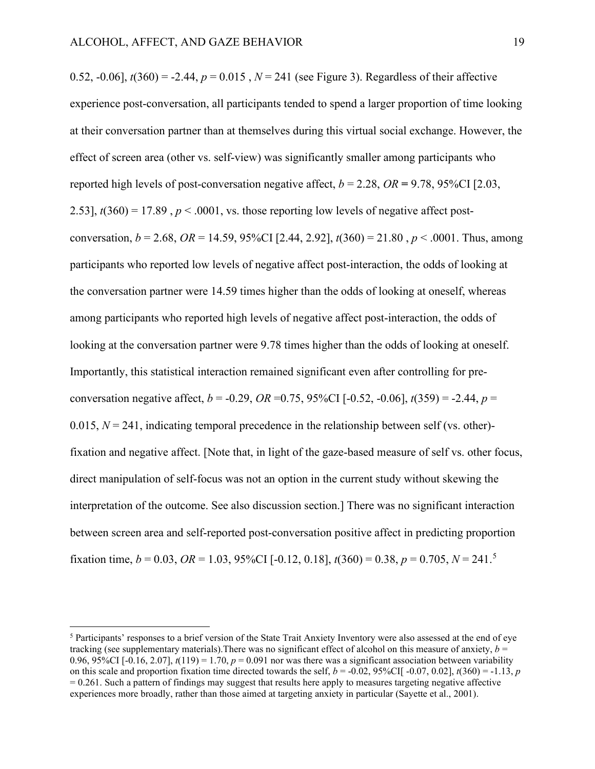0.52, -0.06], $t(360) = -2.44$, $p = 0.015$ , $N = 241$ (see Figure 3). Regardless of their affective experience post-conversation, all participants tended to spend a larger proportion of time looking at their conversation partner than at themselves during this virtual social exchange. However, the effect of screen area (other vs. self-view) was significantly smaller among participants who reported high levels of post-conversation negative affect, $b = 2.28$, $OR = 9.78$, 95%CI [2.03, 2.53], $t(360) = 17.89$ , $p < .0001$, vs. those reporting low levels of negative affect post-conversation, $b = 2.68$, $OR = 14.59$, 95%CI [2.44, 2.92], $t(360) = 21.80$ , $p < .0001$. Thus, among participants who reported low levels of negative affect post-interaction, the odds of looking at the conversation partner were 14.59 times higher than the odds of looking at oneself, whereas among participants who reported high levels of negative affect post-interaction, the odds of looking at the conversation partner were 9.78 times higher than the odds of looking at oneself. Importantly, this statistical interaction remained significant even after controlling for pre-conversation negative affect, $b = -0.29$, $OR = 0.75$, 95%CI [-0.52, -0.06], $t(359) = -2.44$, $p = 0.015$, $N = 241$, indicating temporal precedence in the relationship between self (vs. other)-fixation and negative affect. [Note that, in light of the gaze-based measure of self vs. other focus, direct manipulation of self-focus was not an option in the current study without skewing the interpretation of the outcome. See also discussion section.] There was no significant interaction between screen area and self-reported post-conversation positive affect in predicting proportion fixation time, $b = 0.03$, $OR = 1.03$, 95%CI [-0.12, 0.18], $t(360) = 0.38$, $p = 0.705$, $N = 241$.[5]

---

[5] Participants' responses to a brief version of the State Trait Anxiety Inventory were also assessed at the end of eye tracking (see supplementary materials).There was no significant effect of alcohol on this measure of anxiety, $b = 0.96$, 95%CI [-0.16, 2.07], $t(119) = 1.70$, $p = 0.091$ nor was there was a significant association between variability on this scale and proportion fixation time directed towards the self, $b = -0.02$, 95%CI[ -0.07, 0.02], $t(360) = -1.13$, $p = 0.261$. Such a pattern of findings may suggest that results here apply to measures targeting negative affective experiences more broadly, rather than those aimed at targeting anxiety in particular (Sayette et al., 2001).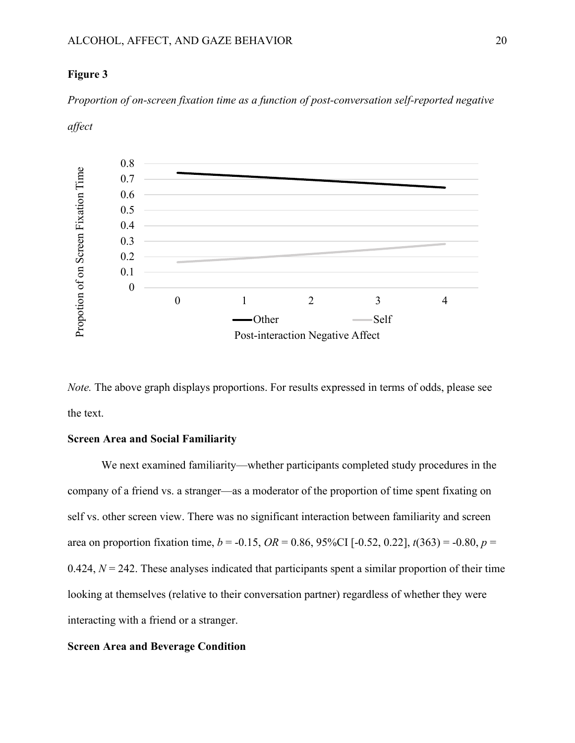**Figure 3**

*Proportion of on-screen fixation time as a function of post-conversation self-reported negative affect*

*Note.* The above graph displays proportions. For results expressed in terms of odds, please see the text.

**Screen Area and Social Familiarity**

We next examined familiarity—whether participants completed study procedures in the company of a friend vs. a stranger—as a moderator of the proportion of time spent fixating on self vs. other screen view. There was no significant interaction between familiarity and screen area on proportion fixation time, $b$ = -0.15, $OR$ = 0.86, 95%CI [-0.52, 0.22], $t(363)$ = -0.80, $p$ = 0.424, $N$ = 242. These analyses indicated that participants spent a similar proportion of their time looking at themselves (relative to their conversation partner) regardless of whether they were interacting with a friend or a stranger.

**Screen Area and Beverage Condition**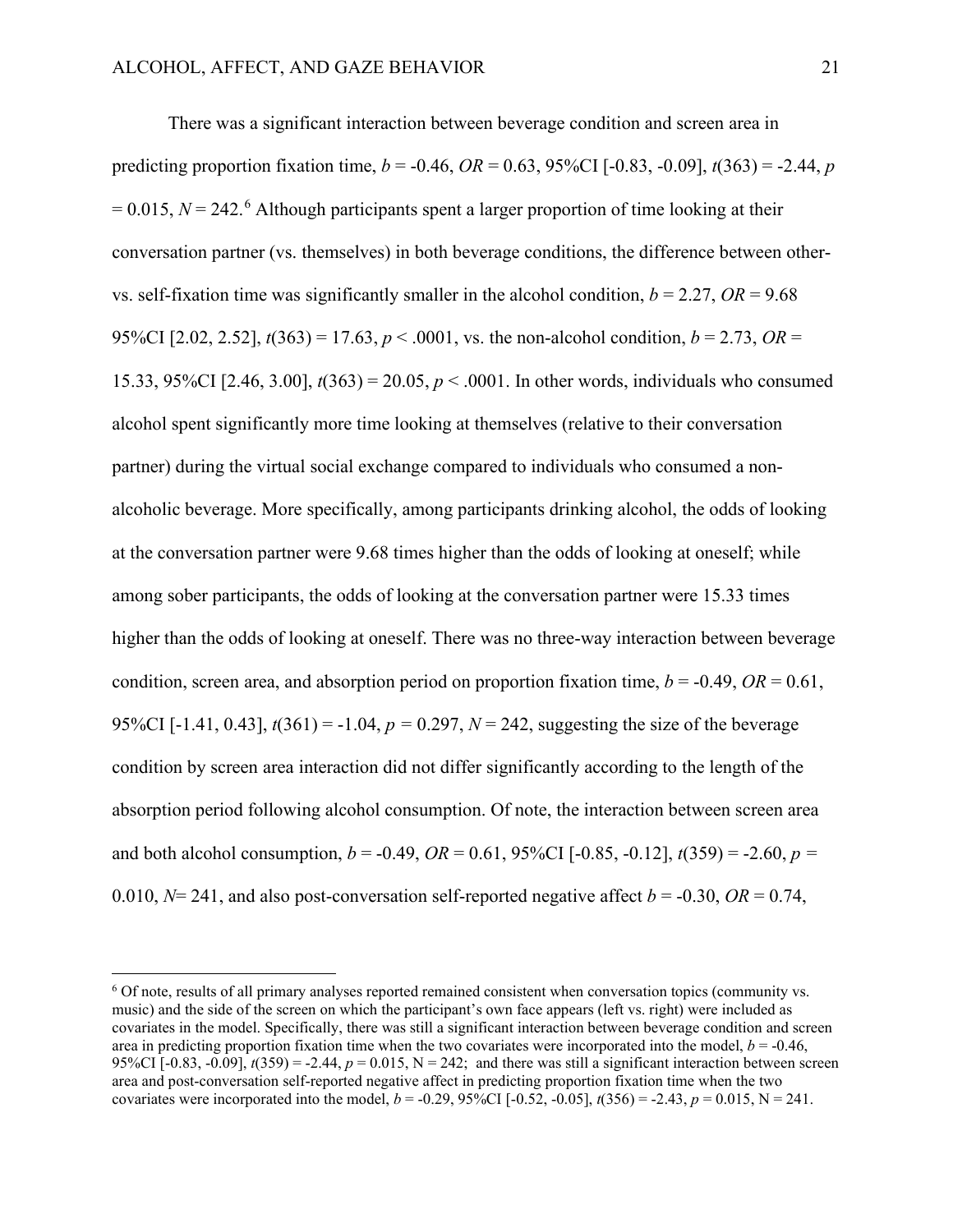There was a significant interaction between beverage condition and screen area in predicting proportion fixation time, $b = -0.46$, $OR = 0.63$, 95%CI [-0.83, -0.09], $t(363) = -2.44$, $p = 0.015$, $N = 242$.[6] Although participants spent a larger proportion of time looking at their conversation partner (vs. themselves) in both beverage conditions, the difference between other- vs. self-fixation time was significantly smaller in the alcohol condition, $b = 2.27$, $OR = 9.68$ 95%CI [2.02, 2.52], $t(363) = 17.63$, $p < .0001$, vs. the non-alcohol condition, $b = 2.73$, $OR = 15.33$, 95%CI [2.46, 3.00], $t(363) = 20.05$, $p < .0001$. In other words, individuals who consumed alcohol spent significantly more time looking at themselves (relative to their conversation partner) during the virtual social exchange compared to individuals who consumed a non-alcoholic beverage. More specifically, among participants drinking alcohol, the odds of looking at the conversation partner were 9.68 times higher than the odds of looking at oneself; while among sober participants, the odds of looking at the conversation partner were 15.33 times higher than the odds of looking at oneself. There was no three-way interaction between beverage condition, screen area, and absorption period on proportion fixation time, $b = -0.49$, $OR = 0.61$, 95%CI [-1.41, 0.43], $t(361) = -1.04$, $p = 0.297$, $N = 242$, suggesting the size of the beverage condition by screen area interaction did not differ significantly according to the length of the absorption period following alcohol consumption. Of note, the interaction between screen area and both alcohol consumption, $b = -0.49$, $OR = 0.61$, 95%CI [-0.85, -0.12], $t(359) = -2.60$, $p = 0.010$, $N = 241$, and also post-conversation self-reported negative affect $b = -0.30$, $OR = 0.74$,

[6] Of note, results of all primary analyses reported remained consistent when conversation topics (community vs. music) and the side of the screen on which the participant's own face appears (left vs. right) were included as covariates in the model. Specifically, there was still a significant interaction between beverage condition and screen area in predicting proportion fixation time when the two covariates were incorporated into the model, $b = -0.46$, 95%CI [-0.83, -0.09], $t(359) = -2.44$, $p = 0.015$, N = 242; and there was still a significant interaction between screen area and post-conversation self-reported negative affect in predicting proportion fixation time when the two covariates were incorporated into the model, $b = -0.29$, 95%CI [-0.52, -0.05], $t(356) = -2.43$, $p = 0.015$, N = 241.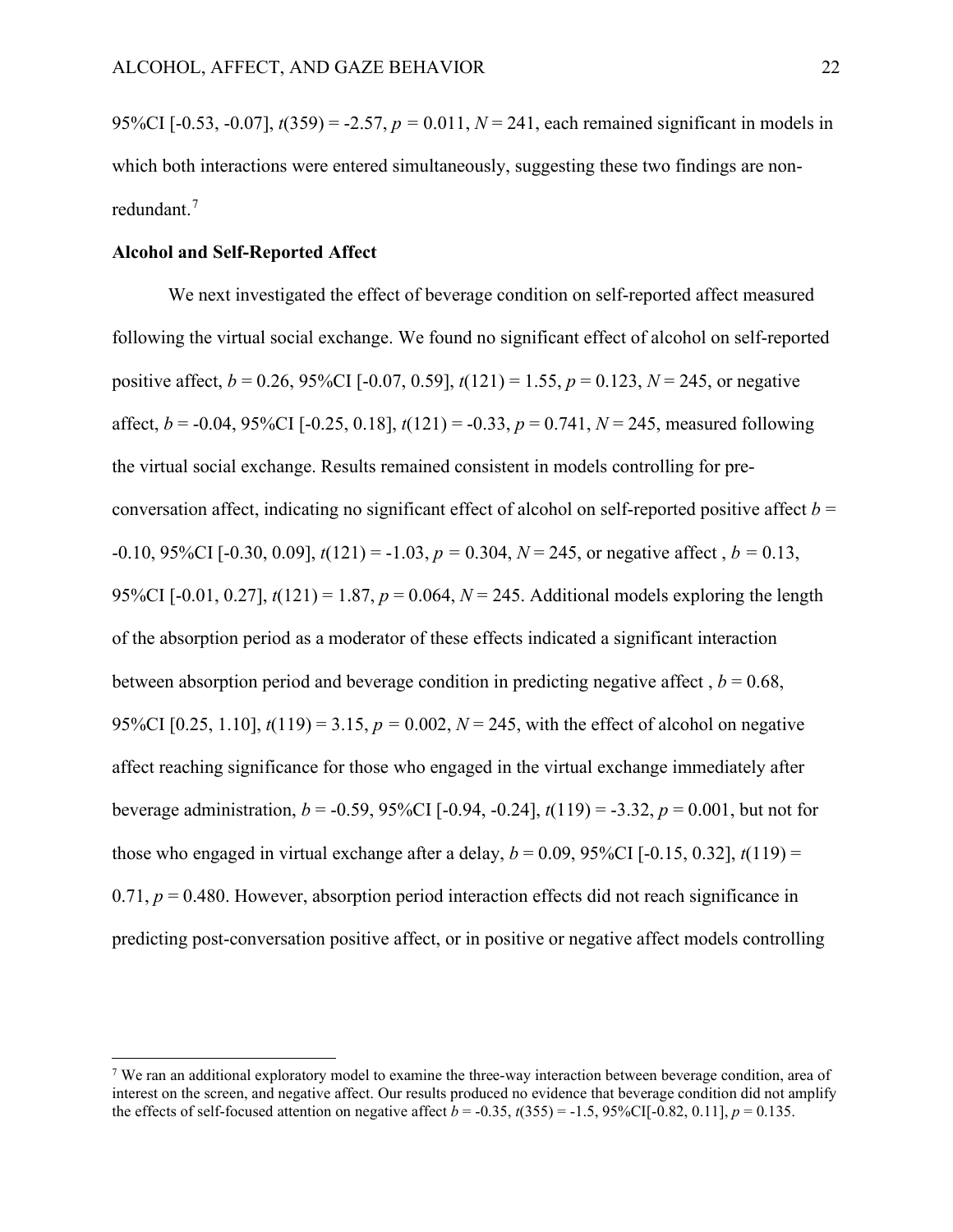95%CI [-0.53, -0.07], $t(359) = -2.57$, $p = 0.011$, $N = 241$, each remained significant in models in which both interactions were entered simultaneously, suggesting these two findings are non-redundant.[7]

**Alcohol and Self-Reported Affect**

We next investigated the effect of beverage condition on self-reported affect measured following the virtual social exchange. We found no significant effect of alcohol on self-reported positive affect, $b = 0.26$, 95%CI [-0.07, 0.59], $t(121) = 1.55$, $p = 0.123$, $N = 245$, or negative affect, $b = -0.04$, 95%CI [-0.25, 0.18], $t(121) = -0.33$, $p = 0.741$, $N = 245$, measured following the virtual social exchange. Results remained consistent in models controlling for pre-conversation affect, indicating no significant effect of alcohol on self-reported positive affect $b = -0.10$, 95%CI [-0.30, 0.09], $t(121) = -1.03$, $p = 0.304$, $N = 245$, or negative affect , $b = 0.13$, 95%CI [-0.01, 0.27], $t(121) = 1.87$, $p = 0.064$, $N = 245$. Additional models exploring the length of the absorption period as a moderator of these effects indicated a significant interaction between absorption period and beverage condition in predicting negative affect , $b = 0.68$, 95%CI [0.25, 1.10], $t(119) = 3.15$, $p = 0.002$, $N = 245$, with the effect of alcohol on negative affect reaching significance for those who engaged in the virtual exchange immediately after beverage administration, $b = -0.59$, 95%CI [-0.94, -0.24], $t(119) = -3.32$, $p = 0.001$, but not for those who engaged in virtual exchange after a delay, $b = 0.09$, 95%CI [-0.15, 0.32], $t(119) = 0.71$, $p = 0.480$. However, absorption period interaction effects did not reach significance in predicting post-conversation positive affect, or in positive or negative affect models controlling

---

[7] We ran an additional exploratory model to examine the three-way interaction between beverage condition, area of interest on the screen, and negative affect. Our results produced no evidence that beverage condition did not amplify the effects of self-focused attention on negative affect $b = -0.35$, $t(355) = -1.5$, 95%CI[-0.82, 0.11], $p = 0.135$.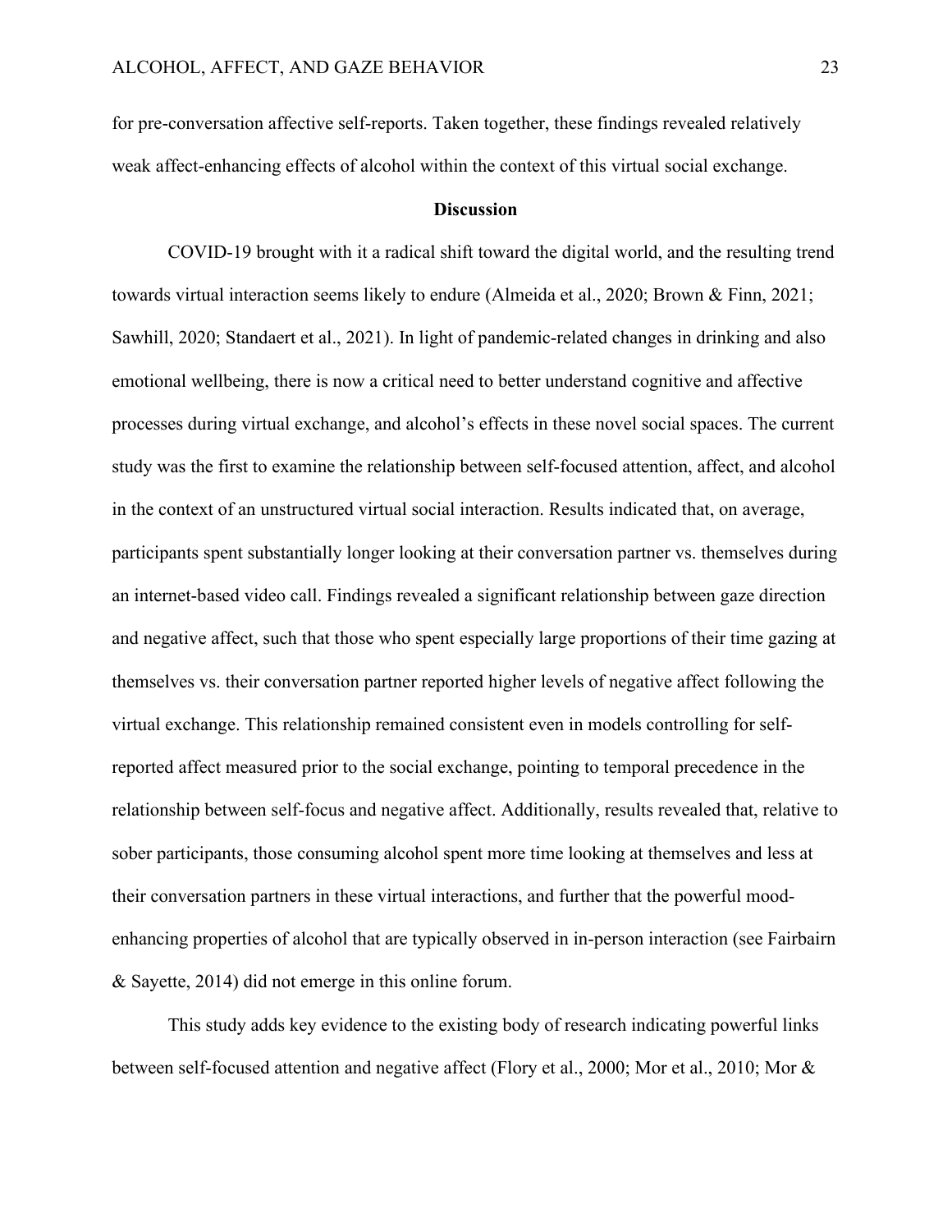for pre-conversation affective self-reports. Taken together, these findings revealed relatively weak affect-enhancing effects of alcohol within the context of this virtual social exchange.

## Discussion

COVID-19 brought with it a radical shift toward the digital world, and the resulting trend towards virtual interaction seems likely to endure (Almeida et al., 2020; Brown & Finn, 2021; Sawhill, 2020; Standaert et al., 2021). In light of pandemic-related changes in drinking and also emotional wellbeing, there is now a critical need to better understand cognitive and affective processes during virtual exchange, and alcohol's effects in these novel social spaces. The current study was the first to examine the relationship between self-focused attention, affect, and alcohol in the context of an unstructured virtual social interaction. Results indicated that, on average, participants spent substantially longer looking at their conversation partner vs. themselves during an internet-based video call. Findings revealed a significant relationship between gaze direction and negative affect, such that those who spent especially large proportions of their time gazing at themselves vs. their conversation partner reported higher levels of negative affect following the virtual exchange. This relationship remained consistent even in models controlling for self-reported affect measured prior to the social exchange, pointing to temporal precedence in the relationship between self-focus and negative affect. Additionally, results revealed that, relative to sober participants, those consuming alcohol spent more time looking at themselves and less at their conversation partners in these virtual interactions, and further that the powerful mood-enhancing properties of alcohol that are typically observed in in-person interaction (see Fairbairn & Sayette, 2014) did not emerge in this online forum.

This study adds key evidence to the existing body of research indicating powerful links between self-focused attention and negative affect (Flory et al., 2000; Mor et al., 2010; Mor &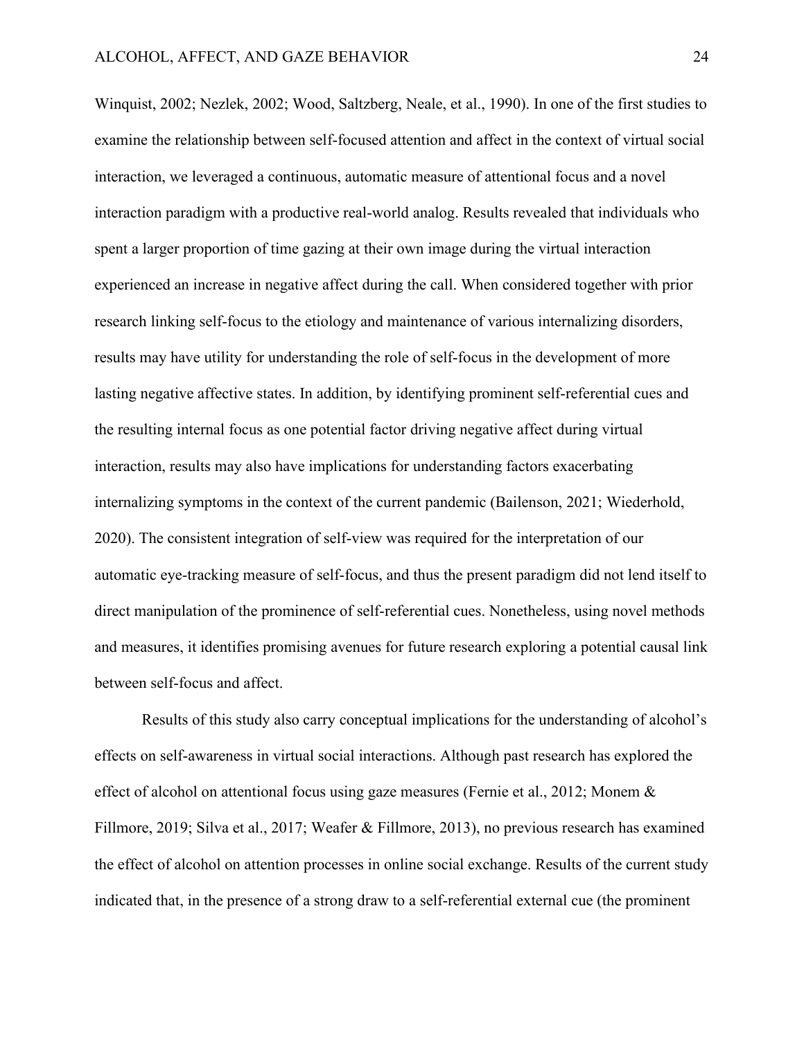Winquist, 2002; Nezlek, 2002; Wood, Saltzberg, Neale, et al., 1990). In one of the first studies to examine the relationship between self-focused attention and affect in the context of virtual social interaction, we leveraged a continuous, automatic measure of attentional focus and a novel interaction paradigm with a productive real-world analog. Results revealed that individuals who spent a larger proportion of time gazing at their own image during the virtual interaction experienced an increase in negative affect during the call. When considered together with prior research linking self-focus to the etiology and maintenance of various internalizing disorders, results may have utility for understanding the role of self-focus in the development of more lasting negative affective states. In addition, by identifying prominent self-referential cues and the resulting internal focus as one potential factor driving negative affect during virtual interaction, results may also have implications for understanding factors exacerbating internalizing symptoms in the context of the current pandemic (Bailenson, 2021; Wiederhold, 2020). The consistent integration of self-view was required for the interpretation of our automatic eye-tracking measure of self-focus, and thus the present paradigm did not lend itself to direct manipulation of the prominence of self-referential cues. Nonetheless, using novel methods and measures, it identifies promising avenues for future research exploring a potential causal link between self-focus and affect.

Results of this study also carry conceptual implications for the understanding of alcohol's effects on self-awareness in virtual social interactions. Although past research has explored the effect of alcohol on attentional focus using gaze measures (Fernie et al., 2012; Monem & Fillmore, 2019; Silva et al., 2017; Weafer & Fillmore, 2013), no previous research has examined the effect of alcohol on attention processes in online social exchange. Results of the current study indicated that, in the presence of a strong draw to a self-referential external cue (the prominent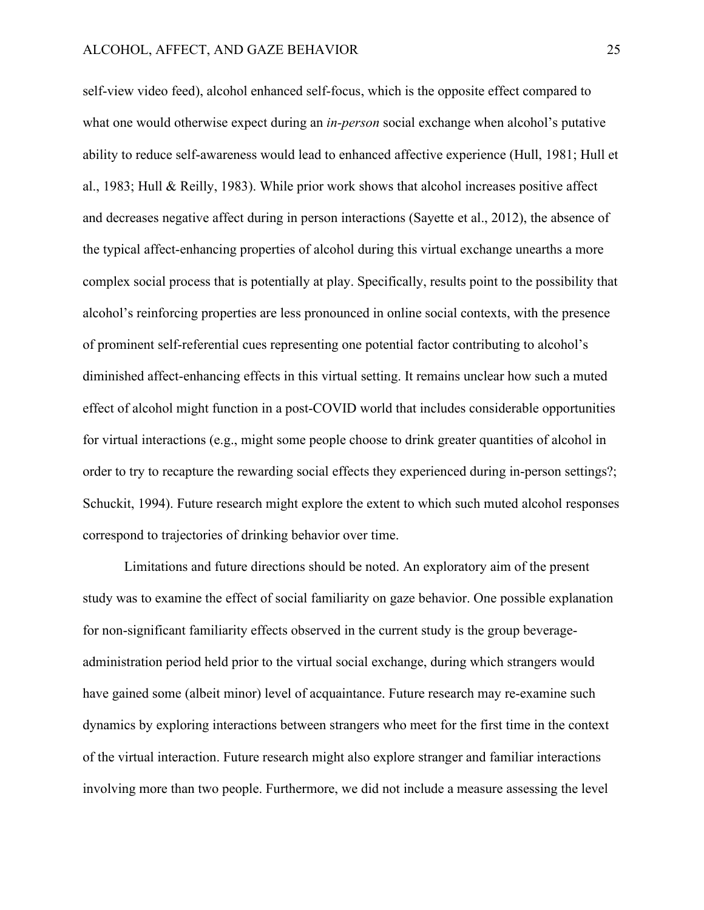self-view video feed), alcohol enhanced self-focus, which is the opposite effect compared to what one would otherwise expect during an *in-person* social exchange when alcohol's putative ability to reduce self-awareness would lead to enhanced affective experience (Hull, 1981; Hull et al., 1983; Hull & Reilly, 1983). While prior work shows that alcohol increases positive affect and decreases negative affect during in person interactions (Sayette et al., 2012), the absence of the typical affect-enhancing properties of alcohol during this virtual exchange unearths a more complex social process that is potentially at play. Specifically, results point to the possibility that alcohol's reinforcing properties are less pronounced in online social contexts, with the presence of prominent self-referential cues representing one potential factor contributing to alcohol's diminished affect-enhancing effects in this virtual setting. It remains unclear how such a muted effect of alcohol might function in a post-COVID world that includes considerable opportunities for virtual interactions (e.g., might some people choose to drink greater quantities of alcohol in order to try to recapture the rewarding social effects they experienced during in-person settings?; Schuckit, 1994). Future research might explore the extent to which such muted alcohol responses correspond to trajectories of drinking behavior over time.

Limitations and future directions should be noted. An exploratory aim of the present study was to examine the effect of social familiarity on gaze behavior. One possible explanation for non-significant familiarity effects observed in the current study is the group beverage-administration period held prior to the virtual social exchange, during which strangers would have gained some (albeit minor) level of acquaintance. Future research may re-examine such dynamics by exploring interactions between strangers who meet for the first time in the context of the virtual interaction. Future research might also explore stranger and familiar interactions involving more than two people. Furthermore, we did not include a measure assessing the level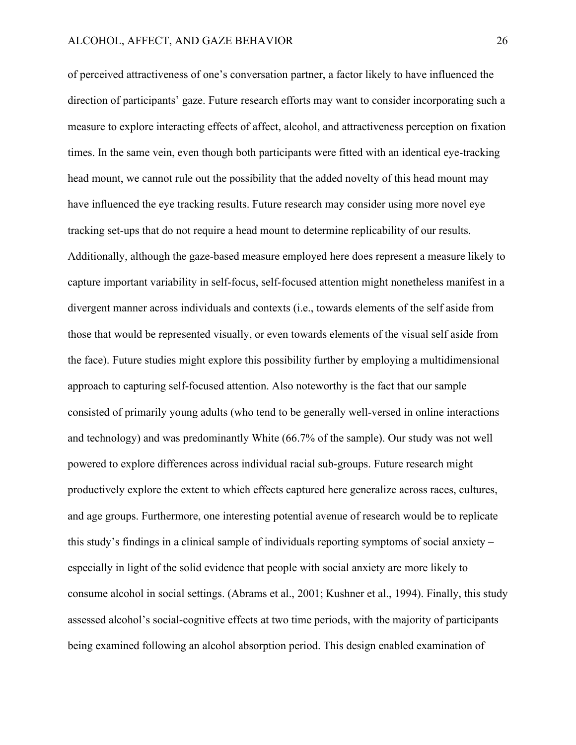of perceived attractiveness of one's conversation partner, a factor likely to have influenced the direction of participants' gaze. Future research efforts may want to consider incorporating such a measure to explore interacting effects of affect, alcohol, and attractiveness perception on fixation times. In the same vein, even though both participants were fitted with an identical eye-tracking head mount, we cannot rule out the possibility that the added novelty of this head mount may have influenced the eye tracking results. Future research may consider using more novel eye tracking set-ups that do not require a head mount to determine replicability of our results. Additionally, although the gaze-based measure employed here does represent a measure likely to capture important variability in self-focus, self-focused attention might nonetheless manifest in a divergent manner across individuals and contexts (i.e., towards elements of the self aside from those that would be represented visually, or even towards elements of the visual self aside from the face). Future studies might explore this possibility further by employing a multidimensional approach to capturing self-focused attention. Also noteworthy is the fact that our sample consisted of primarily young adults (who tend to be generally well-versed in online interactions and technology) and was predominantly White (66.7% of the sample). Our study was not well powered to explore differences across individual racial sub-groups. Future research might productively explore the extent to which effects captured here generalize across races, cultures, and age groups. Furthermore, one interesting potential avenue of research would be to replicate this study's findings in a clinical sample of individuals reporting symptoms of social anxiety – especially in light of the solid evidence that people with social anxiety are more likely to consume alcohol in social settings. (Abrams et al., 2001; Kushner et al., 1994). Finally, this study assessed alcohol's social-cognitive effects at two time periods, with the majority of participants being examined following an alcohol absorption period. This design enabled examination of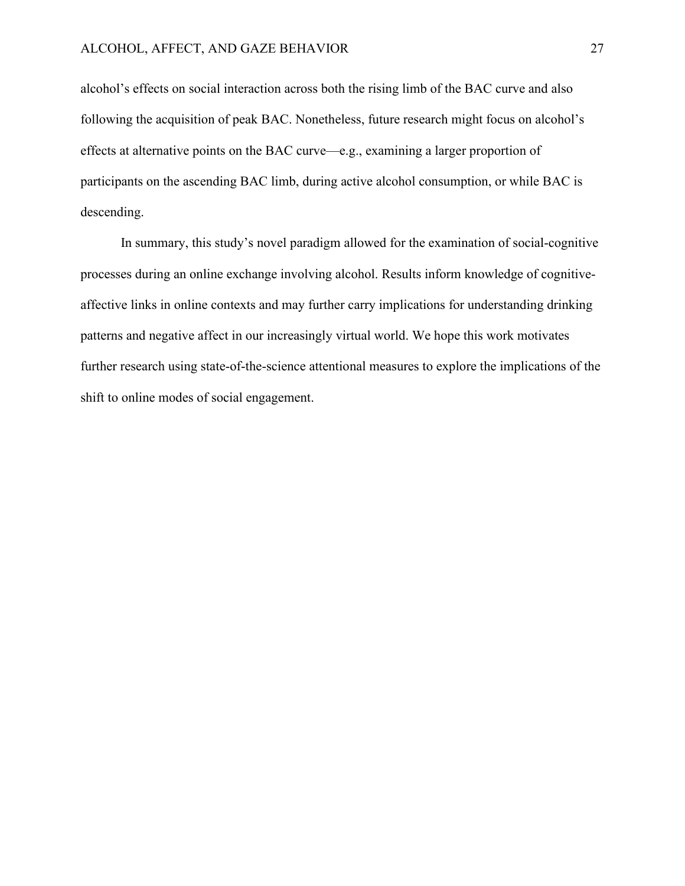alcohol's effects on social interaction across both the rising limb of the BAC curve and also following the acquisition of peak BAC. Nonetheless, future research might focus on alcohol's effects at alternative points on the BAC curve—e.g., examining a larger proportion of participants on the ascending BAC limb, during active alcohol consumption, or while BAC is descending.

In summary, this study's novel paradigm allowed for the examination of social-cognitive processes during an online exchange involving alcohol. Results inform knowledge of cognitive-affective links in online contexts and may further carry implications for understanding drinking patterns and negative affect in our increasingly virtual world. We hope this work motivates further research using state-of-the-science attentional measures to explore the implications of the shift to online modes of social engagement.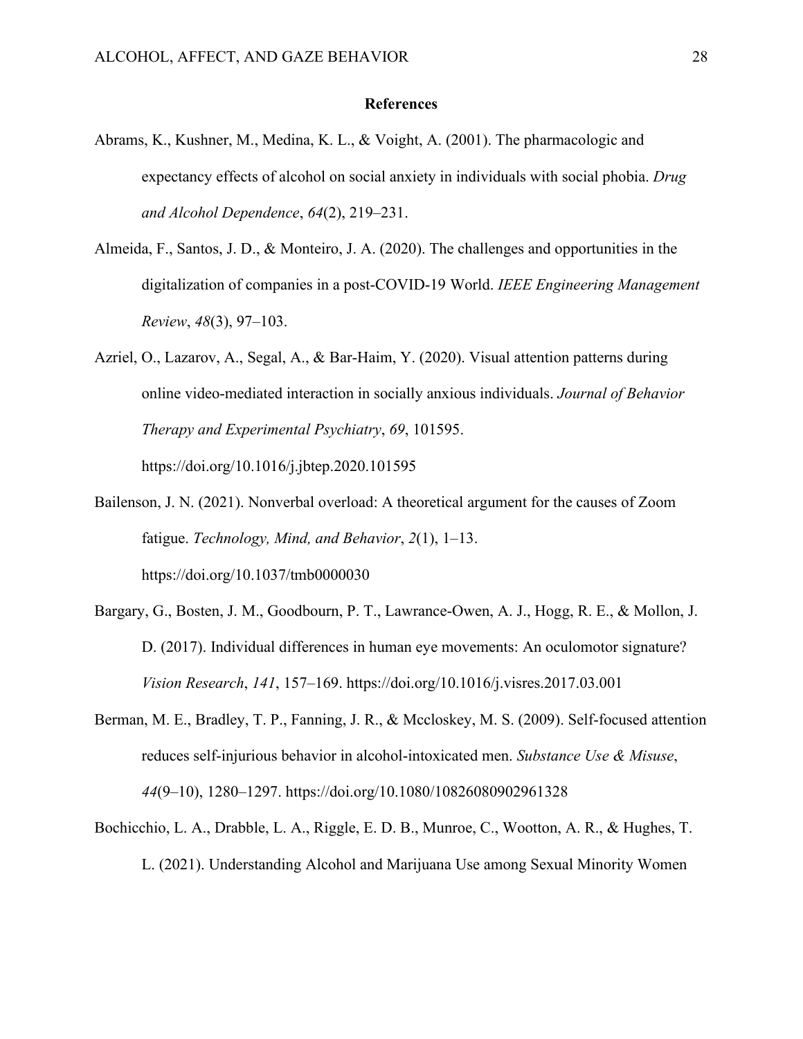# References

Abrams, K., Kushner, M., Medina, K. L., & Voight, A. (2001). The pharmacologic and expectancy effects of alcohol on social anxiety in individuals with social phobia. *Drug and Alcohol Dependence*, *64*(2), 219–231.

Almeida, F., Santos, J. D., & Monteiro, J. A. (2020). The challenges and opportunities in the digitalization of companies in a post-COVID-19 World. *IEEE Engineering Management Review*, *48*(3), 97–103.

Azriel, O., Lazarov, A., Segal, A., & Bar-Haim, Y. (2020). Visual attention patterns during online video-mediated interaction in socially anxious individuals. *Journal of Behavior Therapy and Experimental Psychiatry*, *69*, 101595. https://doi.org/10.1016/j.jbtep.2020.101595

Bailenson, J. N. (2021). Nonverbal overload: A theoretical argument for the causes of Zoom fatigue. *Technology, Mind, and Behavior*, *2*(1), 1–13. https://doi.org/10.1037/tmb0000030

Bargary, G., Bosten, J. M., Goodbourn, P. T., Lawrance-Owen, A. J., Hogg, R. E., & Mollon, J. D. (2017). Individual differences in human eye movements: An oculomotor signature? *Vision Research*, *141*, 157–169. https://doi.org/10.1016/j.visres.2017.03.001

Berman, M. E., Bradley, T. P., Fanning, J. R., & Mccloskey, M. S. (2009). Self-focused attention reduces self-injurious behavior in alcohol-intoxicated men. *Substance Use & Misuse*, *44*(9–10), 1280–1297. https://doi.org/10.1080/10826080902961328

Bochicchio, L. A., Drabble, L. A., Riggle, E. D. B., Munroe, C., Wootton, A. R., & Hughes, T. L. (2021). Understanding Alcohol and Marijuana Use among Sexual Minority Women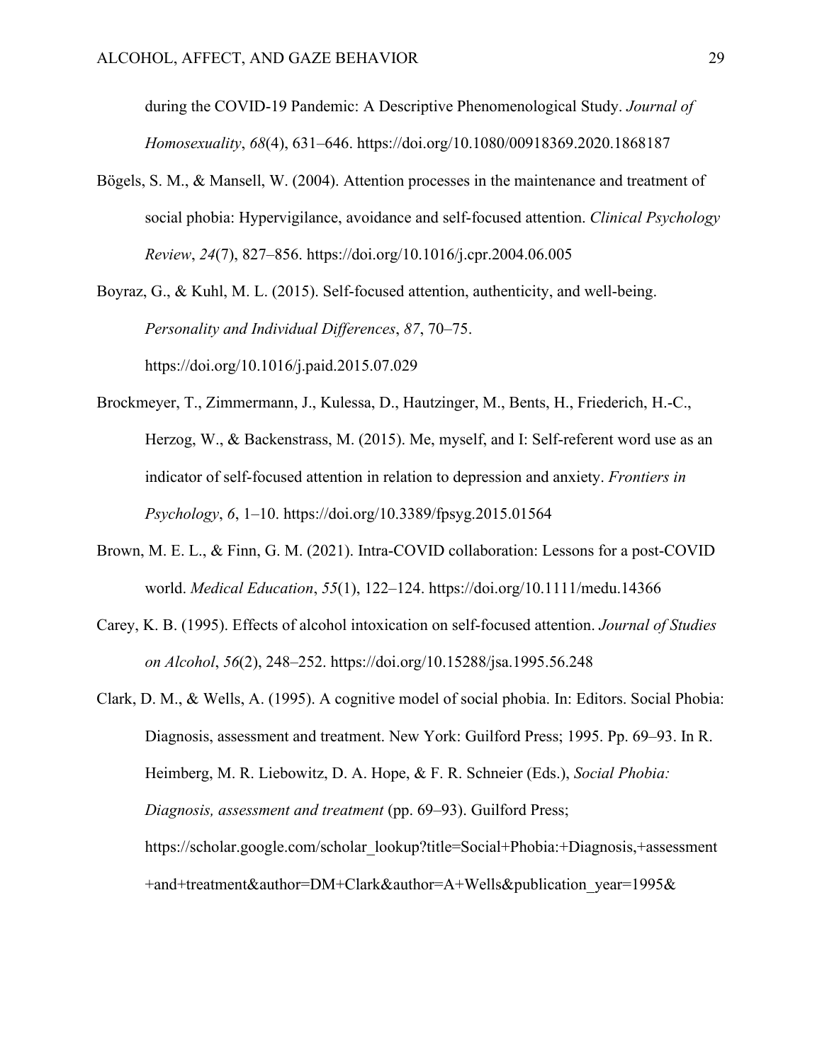during the COVID-19 Pandemic: A Descriptive Phenomenological Study. *Journal of Homosexuality*, *68*(4), 631–646. https://doi.org/10.1080/00918369.2020.1868187

Bögels, S. M., & Mansell, W. (2004). Attention processes in the maintenance and treatment of social phobia: Hypervigilance, avoidance and self-focused attention. *Clinical Psychology Review*, *24*(7), 827–856. https://doi.org/10.1016/j.cpr.2004.06.005

Boyraz, G., & Kuhl, M. L. (2015). Self-focused attention, authenticity, and well-being. *Personality and Individual Differences*, *87*, 70–75. https://doi.org/10.1016/j.paid.2015.07.029

Brockmeyer, T., Zimmermann, J., Kulessa, D., Hautzinger, M., Bents, H., Friederich, H.-C., Herzog, W., & Backenstrass, M. (2015). Me, myself, and I: Self-referent word use as an indicator of self-focused attention in relation to depression and anxiety. *Frontiers in Psychology*, *6*, 1–10. https://doi.org/10.3389/fpsyg.2015.01564

Brown, M. E. L., & Finn, G. M. (2021). Intra-COVID collaboration: Lessons for a post-COVID world. *Medical Education*, *55*(1), 122–124. https://doi.org/10.1111/medu.14366

Carey, K. B. (1995). Effects of alcohol intoxication on self-focused attention. *Journal of Studies on Alcohol*, *56*(2), 248–252. https://doi.org/10.15288/jsa.1995.56.248

Clark, D. M., & Wells, A. (1995). A cognitive model of social phobia. In: Editors. Social Phobia: Diagnosis, assessment and treatment. New York: Guilford Press; 1995. Pp. 69–93. In R. Heimberg, M. R. Liebowitz, D. A. Hope, & F. R. Schneier (Eds.), *Social Phobia: Diagnosis, assessment and treatment* (pp. 69–93). Guilford Press; https://scholar.google.com/scholar_lookup?title=Social+Phobia:+Diagnosis,+assessment+and+treatment&author=DM+Clark&author=A+Wells&publication_year=1995&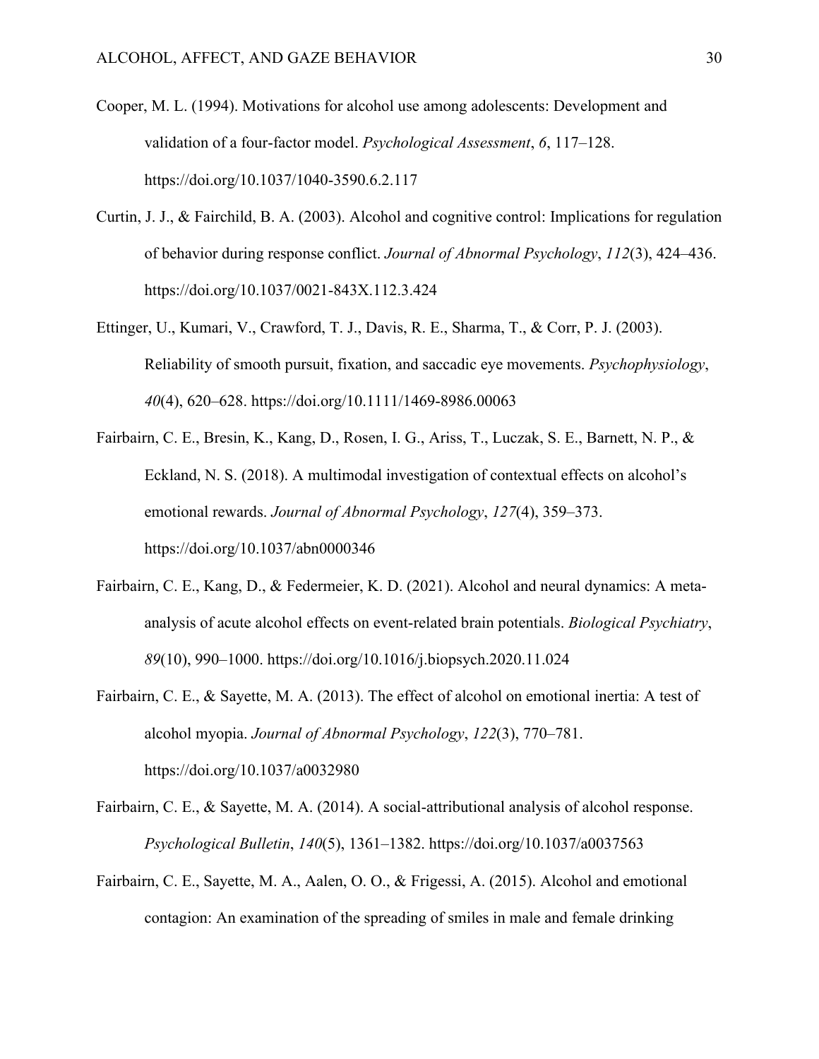Cooper, M. L. (1994). Motivations for alcohol use among adolescents: Development and validation of a four-factor model. *Psychological Assessment*, *6*, 117–128. https://doi.org/10.1037/1040-3590.6.2.117

Curtin, J. J., & Fairchild, B. A. (2003). Alcohol and cognitive control: Implications for regulation of behavior during response conflict. *Journal of Abnormal Psychology*, *112*(3), 424–436. https://doi.org/10.1037/0021-843X.112.3.424

Ettinger, U., Kumari, V., Crawford, T. J., Davis, R. E., Sharma, T., & Corr, P. J. (2003). Reliability of smooth pursuit, fixation, and saccadic eye movements. *Psychophysiology*, *40*(4), 620–628. https://doi.org/10.1111/1469-8986.00063

Fairbairn, C. E., Bresin, K., Kang, D., Rosen, I. G., Ariss, T., Luczak, S. E., Barnett, N. P., & Eckland, N. S. (2018). A multimodal investigation of contextual effects on alcohol's emotional rewards. *Journal of Abnormal Psychology*, *127*(4), 359–373. https://doi.org/10.1037/abn0000346

Fairbairn, C. E., Kang, D., & Federmeier, K. D. (2021). Alcohol and neural dynamics: A meta-analysis of acute alcohol effects on event-related brain potentials. *Biological Psychiatry*, *89*(10), 990–1000. https://doi.org/10.1016/j.biopsych.2020.11.024

Fairbairn, C. E., & Sayette, M. A. (2013). The effect of alcohol on emotional inertia: A test of alcohol myopia. *Journal of Abnormal Psychology*, *122*(3), 770–781. https://doi.org/10.1037/a0032980

Fairbairn, C. E., & Sayette, M. A. (2014). A social-attributional analysis of alcohol response. *Psychological Bulletin*, *140*(5), 1361–1382. https://doi.org/10.1037/a0037563

Fairbairn, C. E., Sayette, M. A., Aalen, O. O., & Frigessi, A. (2015). Alcohol and emotional contagion: An examination of the spreading of smiles in male and female drinking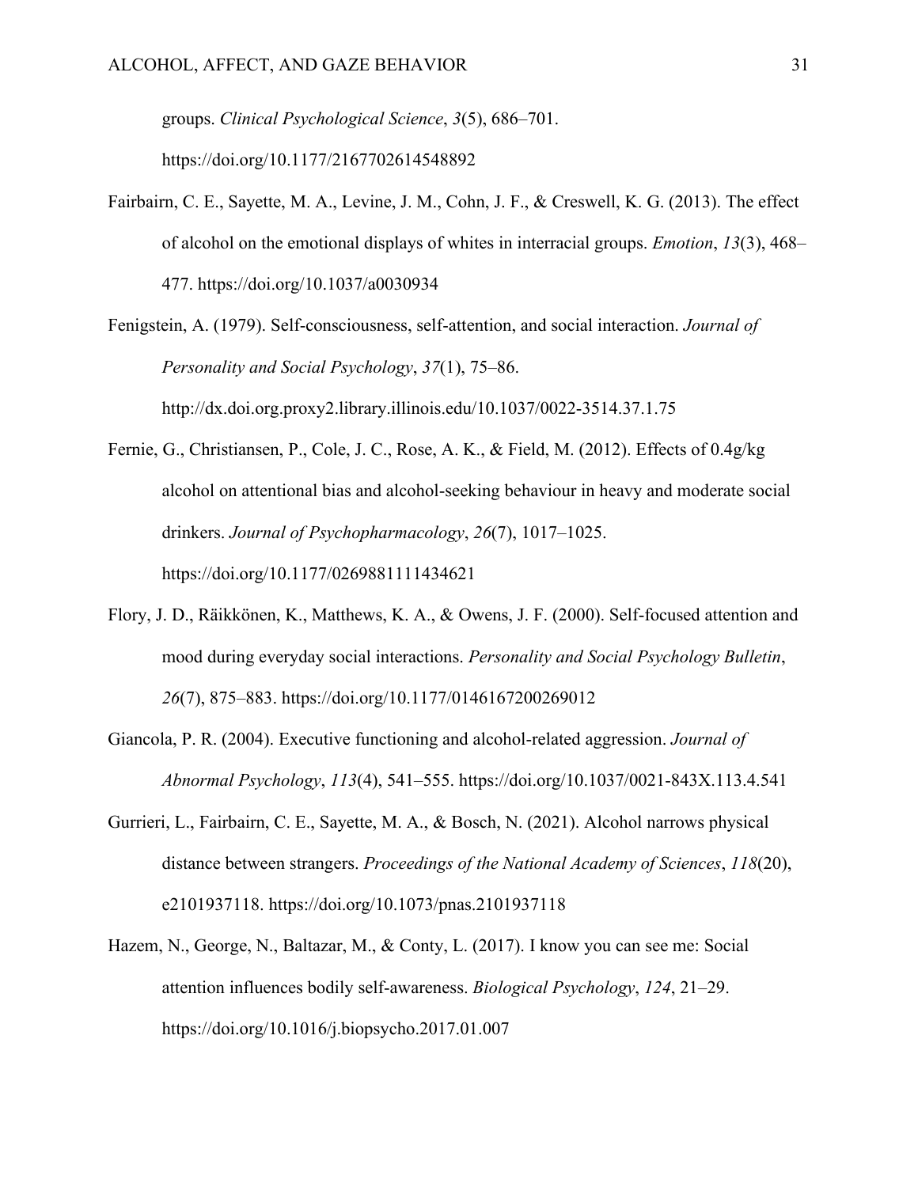groups. *Clinical Psychological Science*, *3*(5), 686–701. https://doi.org/10.1177/2167702614548892

Fairbairn, C. E., Sayette, M. A., Levine, J. M., Cohn, J. F., & Creswell, K. G. (2013). The effect of alcohol on the emotional displays of whites in interracial groups. *Emotion*, *13*(3), 468–477. https://doi.org/10.1037/a0030934

Fenigstein, A. (1979). Self-consciousness, self-attention, and social interaction. *Journal of Personality and Social Psychology*, *37*(1), 75–86. http://dx.doi.org.proxy2.library.illinois.edu/10.1037/0022-3514.37.1.75

Fernie, G., Christiansen, P., Cole, J. C., Rose, A. K., & Field, M. (2012). Effects of 0.4g/kg alcohol on attentional bias and alcohol-seeking behaviour in heavy and moderate social drinkers. *Journal of Psychopharmacology*, *26*(7), 1017–1025. https://doi.org/10.1177/0269881111434621

Flory, J. D., Räikkönen, K., Matthews, K. A., & Owens, J. F. (2000). Self-focused attention and mood during everyday social interactions. *Personality and Social Psychology Bulletin*, *26*(7), 875–883. https://doi.org/10.1177/0146167200269012

Giancola, P. R. (2004). Executive functioning and alcohol-related aggression. *Journal of Abnormal Psychology*, *113*(4), 541–555. https://doi.org/10.1037/0021-843X.113.4.541

Gurrieri, L., Fairbairn, C. E., Sayette, M. A., & Bosch, N. (2021). Alcohol narrows physical distance between strangers. *Proceedings of the National Academy of Sciences*, *118*(20), e2101937118. https://doi.org/10.1073/pnas.2101937118

Hazem, N., George, N., Baltazar, M., & Conty, L. (2017). I know you can see me: Social attention influences bodily self-awareness. *Biological Psychology*, *124*, 21–29. https://doi.org/10.1016/j.biopsycho.2017.01.007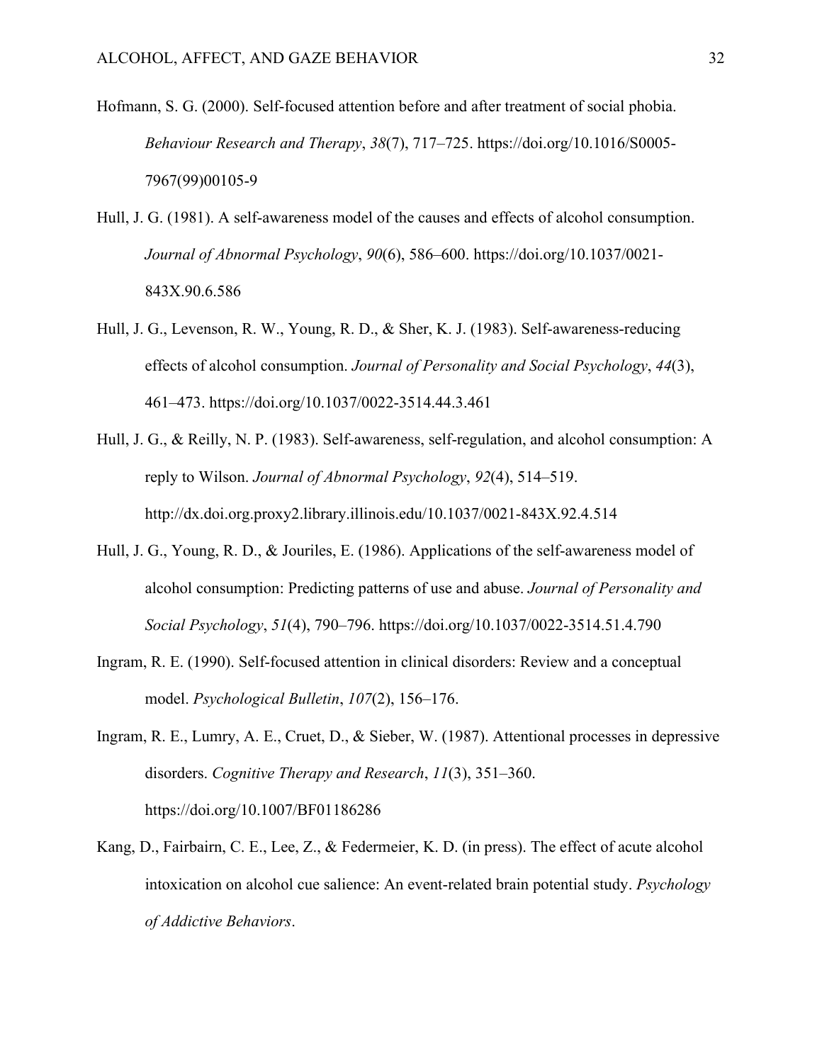Hofmann, S. G. (2000). Self-focused attention before and after treatment of social phobia. *Behaviour Research and Therapy*, *38*(7), 717–725. https://doi.org/10.1016/S0005-7967(99)00105-9

Hull, J. G. (1981). A self-awareness model of the causes and effects of alcohol consumption. *Journal of Abnormal Psychology*, *90*(6), 586–600. https://doi.org/10.1037/0021-843X.90.6.586

Hull, J. G., Levenson, R. W., Young, R. D., & Sher, K. J. (1983). Self-awareness-reducing effects of alcohol consumption. *Journal of Personality and Social Psychology*, *44*(3), 461–473. https://doi.org/10.1037/0022-3514.44.3.461

Hull, J. G., & Reilly, N. P. (1983). Self-awareness, self-regulation, and alcohol consumption: A reply to Wilson. *Journal of Abnormal Psychology*, *92*(4), 514–519. http://dx.doi.org.proxy2.library.illinois.edu/10.1037/0021-843X.92.4.514

Hull, J. G., Young, R. D., & Jouriles, E. (1986). Applications of the self-awareness model of alcohol consumption: Predicting patterns of use and abuse. *Journal of Personality and Social Psychology*, *51*(4), 790–796. https://doi.org/10.1037/0022-3514.51.4.790

Ingram, R. E. (1990). Self-focused attention in clinical disorders: Review and a conceptual model. *Psychological Bulletin*, *107*(2), 156–176.

Ingram, R. E., Lumry, A. E., Cruet, D., & Sieber, W. (1987). Attentional processes in depressive disorders. *Cognitive Therapy and Research*, *11*(3), 351–360. https://doi.org/10.1007/BF01186286

Kang, D., Fairbairn, C. E., Lee, Z., & Federmeier, K. D. (in press). The effect of acute alcohol intoxication on alcohol cue salience: An event-related brain potential study. *Psychology of Addictive Behaviors*.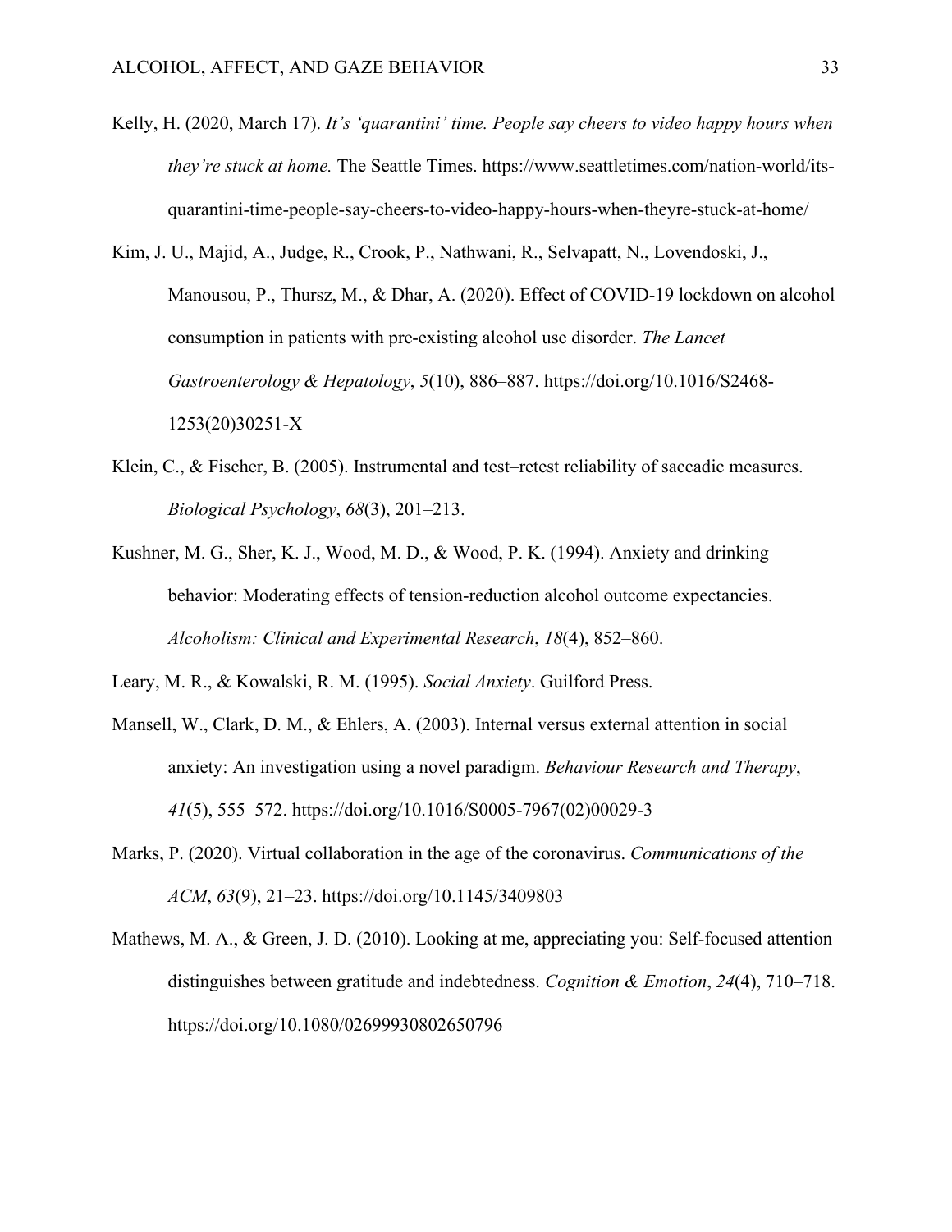Kelly, H. (2020, March 17). *It's 'quarantini' time. People say cheers to video happy hours when they're stuck at home.* The Seattle Times. https://www.seattletimes.com/nation-world/its-quarantini-time-people-say-cheers-to-video-happy-hours-when-theyre-stuck-at-home/

Kim, J. U., Majid, A., Judge, R., Crook, P., Nathwani, R., Selvapatt, N., Lovendoski, J., Manousou, P., Thursz, M., & Dhar, A. (2020). Effect of COVID-19 lockdown on alcohol consumption in patients with pre-existing alcohol use disorder. *The Lancet Gastroenterology & Hepatology*, *5*(10), 886–887. https://doi.org/10.1016/S2468-1253(20)30251-X

Klein, C., & Fischer, B. (2005). Instrumental and test–retest reliability of saccadic measures. *Biological Psychology*, *68*(3), 201–213.

Kushner, M. G., Sher, K. J., Wood, M. D., & Wood, P. K. (1994). Anxiety and drinking behavior: Moderating effects of tension-reduction alcohol outcome expectancies. *Alcoholism: Clinical and Experimental Research*, *18*(4), 852–860.

Leary, M. R., & Kowalski, R. M. (1995). *Social Anxiety*. Guilford Press.

Mansell, W., Clark, D. M., & Ehlers, A. (2003). Internal versus external attention in social anxiety: An investigation using a novel paradigm. *Behaviour Research and Therapy*, *41*(5), 555–572. https://doi.org/10.1016/S0005-7967(02)00029-3

Marks, P. (2020). Virtual collaboration in the age of the coronavirus. *Communications of the ACM*, *63*(9), 21–23. https://doi.org/10.1145/3409803

Mathews, M. A., & Green, J. D. (2010). Looking at me, appreciating you: Self-focused attention distinguishes between gratitude and indebtedness. *Cognition & Emotion*, *24*(4), 710–718. https://doi.org/10.1080/02699930802650796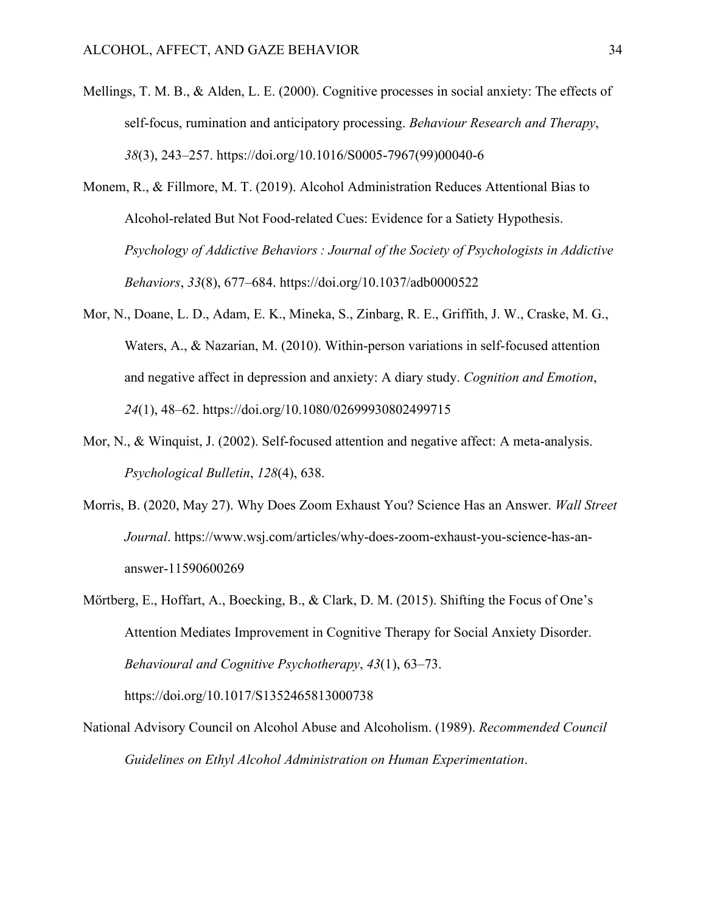Mellings, T. M. B., & Alden, L. E. (2000). Cognitive processes in social anxiety: The effects of self-focus, rumination and anticipatory processing. *Behaviour Research and Therapy*, *38*(3), 243–257. https://doi.org/10.1016/S0005-7967(99)00040-6

Monem, R., & Fillmore, M. T. (2019). Alcohol Administration Reduces Attentional Bias to Alcohol-related But Not Food-related Cues: Evidence for a Satiety Hypothesis. *Psychology of Addictive Behaviors : Journal of the Society of Psychologists in Addictive Behaviors*, *33*(8), 677–684. https://doi.org/10.1037/adb0000522

Mor, N., Doane, L. D., Adam, E. K., Mineka, S., Zinbarg, R. E., Griffith, J. W., Craske, M. G., Waters, A., & Nazarian, M. (2010). Within-person variations in self-focused attention and negative affect in depression and anxiety: A diary study. *Cognition and Emotion*, *24*(1), 48–62. https://doi.org/10.1080/02699930802499715

Mor, N., & Winquist, J. (2002). Self-focused attention and negative affect: A meta-analysis. *Psychological Bulletin*, *128*(4), 638.

Morris, B. (2020, May 27). Why Does Zoom Exhaust You? Science Has an Answer. *Wall Street Journal*. https://www.wsj.com/articles/why-does-zoom-exhaust-you-science-has-an-answer-11590600269

Mörtberg, E., Hoffart, A., Boecking, B., & Clark, D. M. (2015). Shifting the Focus of One's Attention Mediates Improvement in Cognitive Therapy for Social Anxiety Disorder. *Behavioural and Cognitive Psychotherapy*, *43*(1), 63–73. https://doi.org/10.1017/S1352465813000738

National Advisory Council on Alcohol Abuse and Alcoholism. (1989). *Recommended Council Guidelines on Ethyl Alcohol Administration on Human Experimentation*.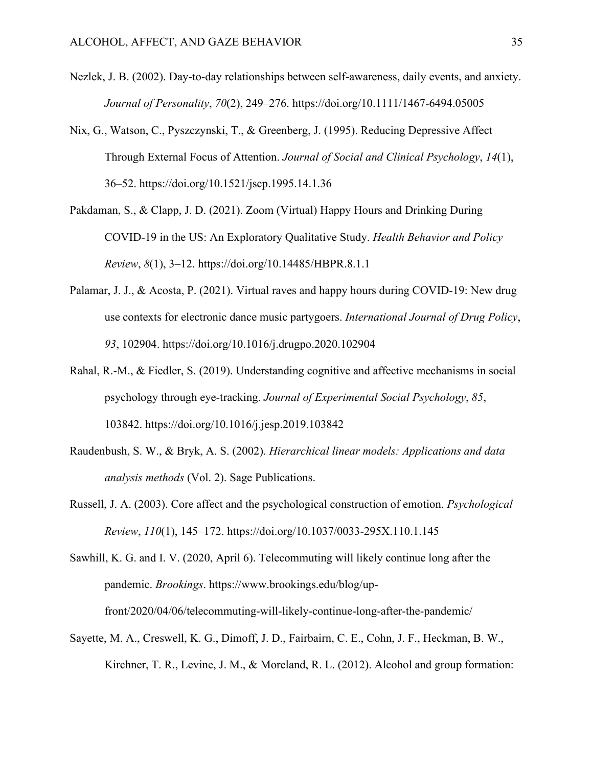Nezlek, J. B. (2002). Day-to-day relationships between self-awareness, daily events, and anxiety. *Journal of Personality*, *70*(2), 249–276. https://doi.org/10.1111/1467-6494.05005

Nix, G., Watson, C., Pyszczynski, T., & Greenberg, J. (1995). Reducing Depressive Affect Through External Focus of Attention. *Journal of Social and Clinical Psychology*, *14*(1), 36–52. https://doi.org/10.1521/jscp.1995.14.1.36

Pakdaman, S., & Clapp, J. D. (2021). Zoom (Virtual) Happy Hours and Drinking During COVID-19 in the US: An Exploratory Qualitative Study. *Health Behavior and Policy Review*, *8*(1), 3–12. https://doi.org/10.14485/HBPR.8.1.1

Palamar, J. J., & Acosta, P. (2021). Virtual raves and happy hours during COVID-19: New drug use contexts for electronic dance music partygoers. *International Journal of Drug Policy*, *93*, 102904. https://doi.org/10.1016/j.drugpo.2020.102904

Rahal, R.-M., & Fiedler, S. (2019). Understanding cognitive and affective mechanisms in social psychology through eye-tracking. *Journal of Experimental Social Psychology*, *85*, 103842. https://doi.org/10.1016/j.jesp.2019.103842

Raudenbush, S. W., & Bryk, A. S. (2002). *Hierarchical linear models: Applications and data analysis methods* (Vol. 2). Sage Publications.

Russell, J. A. (2003). Core affect and the psychological construction of emotion. *Psychological Review*, *110*(1), 145–172. https://doi.org/10.1037/0033-295X.110.1.145

Sawhill, K. G. and I. V. (2020, April 6). Telecommuting will likely continue long after the pandemic. *Brookings*. https://www.brookings.edu/blog/up-front/2020/04/06/telecommuting-will-likely-continue-long-after-the-pandemic/

Sayette, M. A., Creswell, K. G., Dimoff, J. D., Fairbairn, C. E., Cohn, J. F., Heckman, B. W., Kirchner, T. R., Levine, J. M., & Moreland, R. L. (2012). Alcohol and group formation: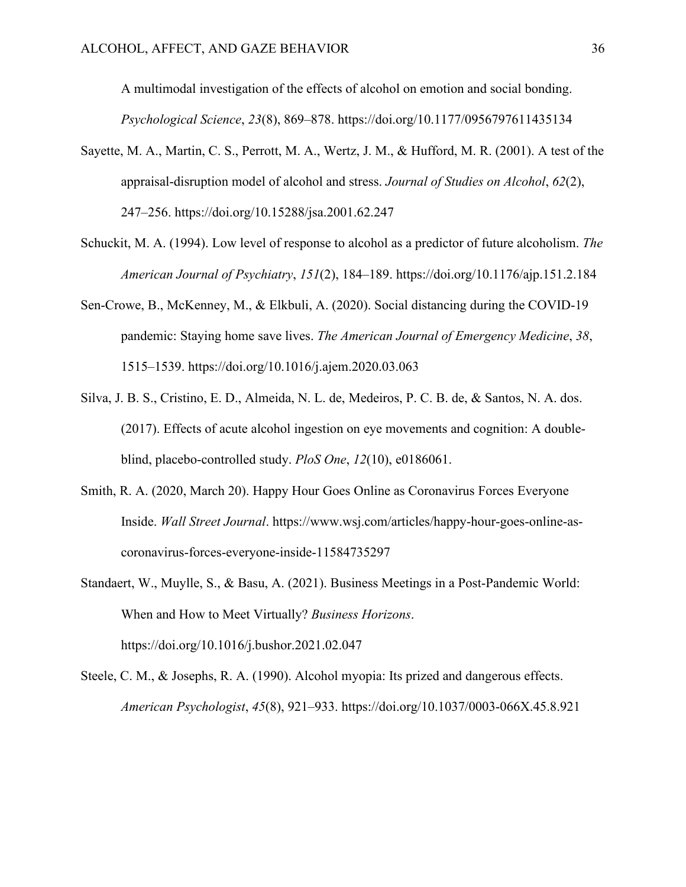A multimodal investigation of the effects of alcohol on emotion and social bonding. *Psychological Science*, *23*(8), 869–878. https://doi.org/10.1177/0956797611435134

Sayette, M. A., Martin, C. S., Perrott, M. A., Wertz, J. M., & Hufford, M. R. (2001). A test of the appraisal-disruption model of alcohol and stress. *Journal of Studies on Alcohol*, *62*(2), 247–256. https://doi.org/10.15288/jsa.2001.62.247

Schuckit, M. A. (1994). Low level of response to alcohol as a predictor of future alcoholism. *The American Journal of Psychiatry*, *151*(2), 184–189. https://doi.org/10.1176/ajp.151.2.184

Sen-Crowe, B., McKenney, M., & Elkbuli, A. (2020). Social distancing during the COVID-19 pandemic: Staying home save lives. *The American Journal of Emergency Medicine*, *38*, 1515–1539. https://doi.org/10.1016/j.ajem.2020.03.063

Silva, J. B. S., Cristino, E. D., Almeida, N. L. de, Medeiros, P. C. B. de, & Santos, N. A. dos. (2017). Effects of acute alcohol ingestion on eye movements and cognition: A double-blind, placebo-controlled study. *PloS One*, *12*(10), e0186061.

Smith, R. A. (2020, March 20). Happy Hour Goes Online as Coronavirus Forces Everyone Inside. *Wall Street Journal*. https://www.wsj.com/articles/happy-hour-goes-online-as-coronavirus-forces-everyone-inside-11584735297

Standaert, W., Muylle, S., & Basu, A. (2021). Business Meetings in a Post-Pandemic World: When and How to Meet Virtually? *Business Horizons*. https://doi.org/10.1016/j.bushor.2021.02.047

Steele, C. M., & Josephs, R. A. (1990). Alcohol myopia: Its prized and dangerous effects. *American Psychologist*, *45*(8), 921–933. https://doi.org/10.1037/0003-066X.45.8.921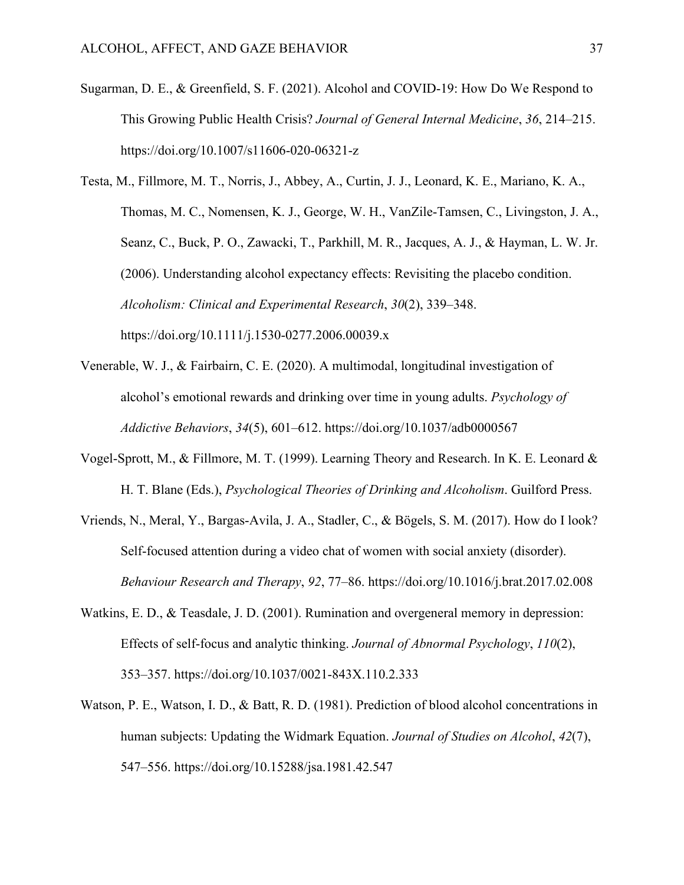Sugarman, D. E., & Greenfield, S. F. (2021). Alcohol and COVID-19: How Do We Respond to This Growing Public Health Crisis? *Journal of General Internal Medicine*, *36*, 214–215. https://doi.org/10.1007/s11606-020-06321-z

Testa, M., Fillmore, M. T., Norris, J., Abbey, A., Curtin, J. J., Leonard, K. E., Mariano, K. A., Thomas, M. C., Nomensen, K. J., George, W. H., VanZile-Tamsen, C., Livingston, J. A., Seanz, C., Buck, P. O., Zawacki, T., Parkhill, M. R., Jacques, A. J., & Hayman, L. W. Jr. (2006). Understanding alcohol expectancy effects: Revisiting the placebo condition. *Alcoholism: Clinical and Experimental Research*, *30*(2), 339–348. https://doi.org/10.1111/j.1530-0277.2006.00039.x

Venerable, W. J., & Fairbairn, C. E. (2020). A multimodal, longitudinal investigation of alcohol's emotional rewards and drinking over time in young adults. *Psychology of Addictive Behaviors*, *34*(5), 601–612. https://doi.org/10.1037/adb0000567

Vogel-Sprott, M., & Fillmore, M. T. (1999). Learning Theory and Research. In K. E. Leonard & H. T. Blane (Eds.), *Psychological Theories of Drinking and Alcoholism*. Guilford Press.

Vriends, N., Meral, Y., Bargas-Avila, J. A., Stadler, C., & Bögels, S. M. (2017). How do I look? Self-focused attention during a video chat of women with social anxiety (disorder). *Behaviour Research and Therapy*, *92*, 77–86. https://doi.org/10.1016/j.brat.2017.02.008

Watkins, E. D., & Teasdale, J. D. (2001). Rumination and overgeneral memory in depression: Effects of self-focus and analytic thinking. *Journal of Abnormal Psychology*, *110*(2), 353–357. https://doi.org/10.1037/0021-843X.110.2.333

Watson, P. E., Watson, I. D., & Batt, R. D. (1981). Prediction of blood alcohol concentrations in human subjects: Updating the Widmark Equation. *Journal of Studies on Alcohol*, *42*(7), 547–556. https://doi.org/10.15288/jsa.1981.42.547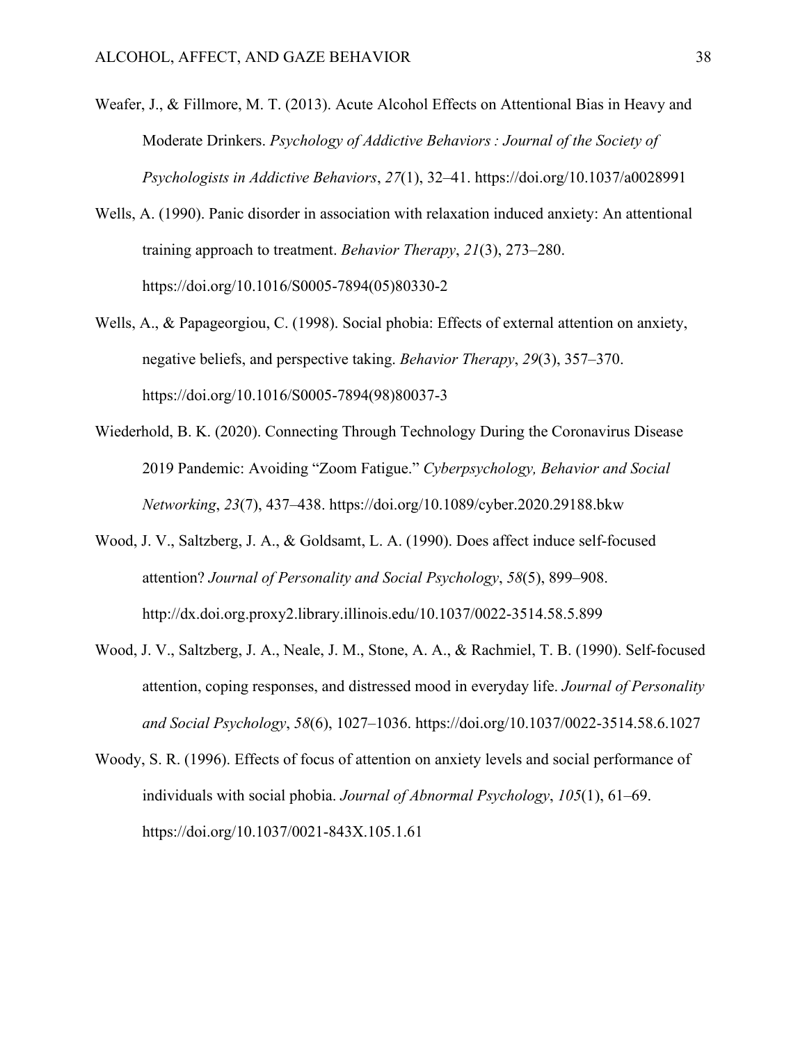Weafer, J., & Fillmore, M. T. (2013). Acute Alcohol Effects on Attentional Bias in Heavy and Moderate Drinkers. *Psychology of Addictive Behaviors : Journal of the Society of Psychologists in Addictive Behaviors*, *27*(1), 32–41. https://doi.org/10.1037/a0028991

Wells, A. (1990). Panic disorder in association with relaxation induced anxiety: An attentional training approach to treatment. *Behavior Therapy*, *21*(3), 273–280. https://doi.org/10.1016/S0005-7894(05)80330-2

Wells, A., & Papageorgiou, C. (1998). Social phobia: Effects of external attention on anxiety, negative beliefs, and perspective taking. *Behavior Therapy*, *29*(3), 357–370. https://doi.org/10.1016/S0005-7894(98)80037-3

Wiederhold, B. K. (2020). Connecting Through Technology During the Coronavirus Disease 2019 Pandemic: Avoiding "Zoom Fatigue." *Cyberpsychology, Behavior and Social Networking*, *23*(7), 437–438. https://doi.org/10.1089/cyber.2020.29188.bkw

Wood, J. V., Saltzberg, J. A., & Goldsamt, L. A. (1990). Does affect induce self-focused attention? *Journal of Personality and Social Psychology*, *58*(5), 899–908. http://dx.doi.org.proxy2.library.illinois.edu/10.1037/0022-3514.58.5.899

Wood, J. V., Saltzberg, J. A., Neale, J. M., Stone, A. A., & Rachmiel, T. B. (1990). Self-focused attention, coping responses, and distressed mood in everyday life. *Journal of Personality and Social Psychology*, *58*(6), 1027–1036. https://doi.org/10.1037/0022-3514.58.6.1027

Woody, S. R. (1996). Effects of focus of attention on anxiety levels and social performance of individuals with social phobia. *Journal of Abnormal Psychology*, *105*(1), 61–69. https://doi.org/10.1037/0021-843X.105.1.61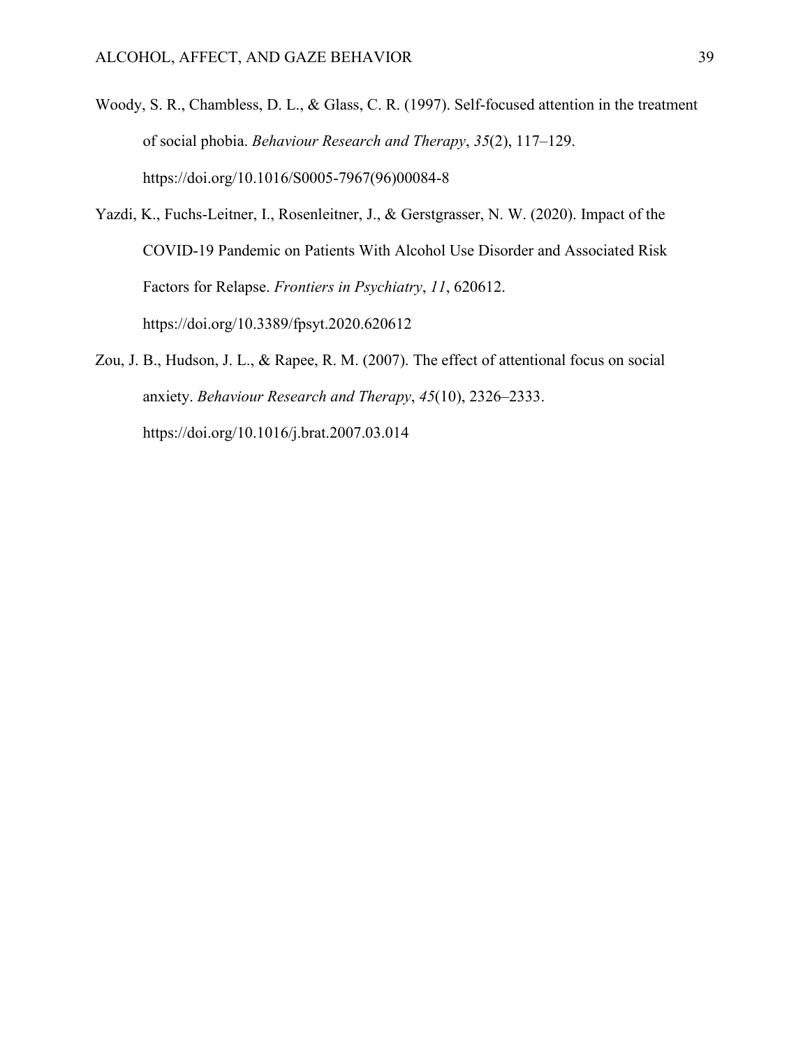Woody, S. R., Chambless, D. L., & Glass, C. R. (1997). Self-focused attention in the treatment of social phobia. *Behaviour Research and Therapy*, *35*(2), 117–129. https://doi.org/10.1016/S0005-7967(96)00084-8

Yazdi, K., Fuchs-Leitner, I., Rosenleitner, J., & Gerstgrasser, N. W. (2020). Impact of the COVID-19 Pandemic on Patients With Alcohol Use Disorder and Associated Risk Factors for Relapse. *Frontiers in Psychiatry*, *11*, 620612. https://doi.org/10.3389/fpsyt.2020.620612

Zou, J. B., Hudson, J. L., & Rapee, R. M. (2007). The effect of attentional focus on social anxiety. *Behaviour Research and Therapy*, *45*(10), 2326–2333. https://doi.org/10.1016/j.brat.2007.03.014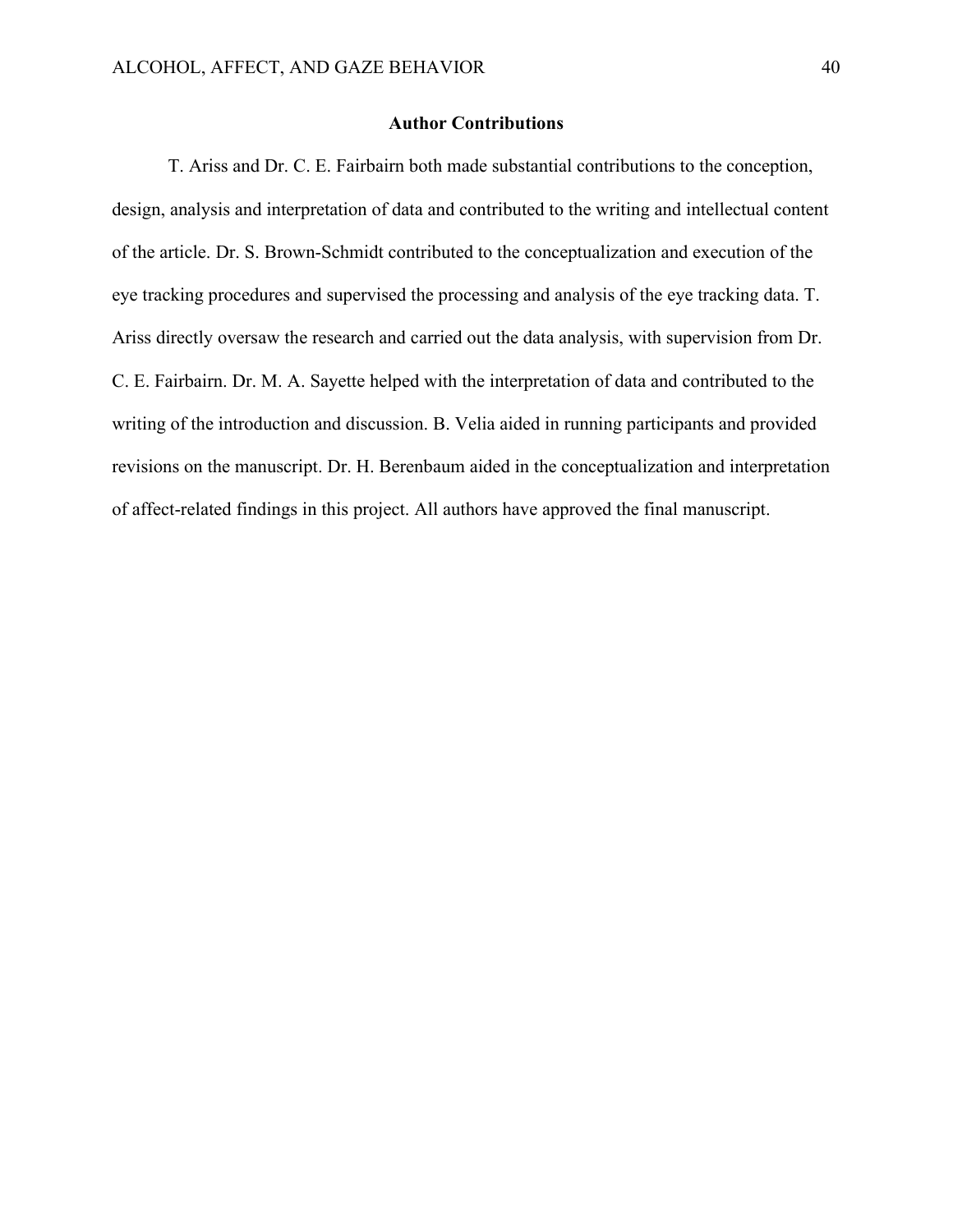## Author Contributions

T. Ariss and Dr. C. E. Fairbairn both made substantial contributions to the conception, design, analysis and interpretation of data and contributed to the writing and intellectual content of the article. Dr. S. Brown-Schmidt contributed to the conceptualization and execution of the eye tracking procedures and supervised the processing and analysis of the eye tracking data. T. Ariss directly oversaw the research and carried out the data analysis, with supervision from Dr. C. E. Fairbairn. Dr. M. A. Sayette helped with the interpretation of data and contributed to the writing of the introduction and discussion. B. Velia aided in running participants and provided revisions on the manuscript. Dr. H. Berenbaum aided in the conceptualization and interpretation of affect-related findings in this project. All authors have approved the final manuscript.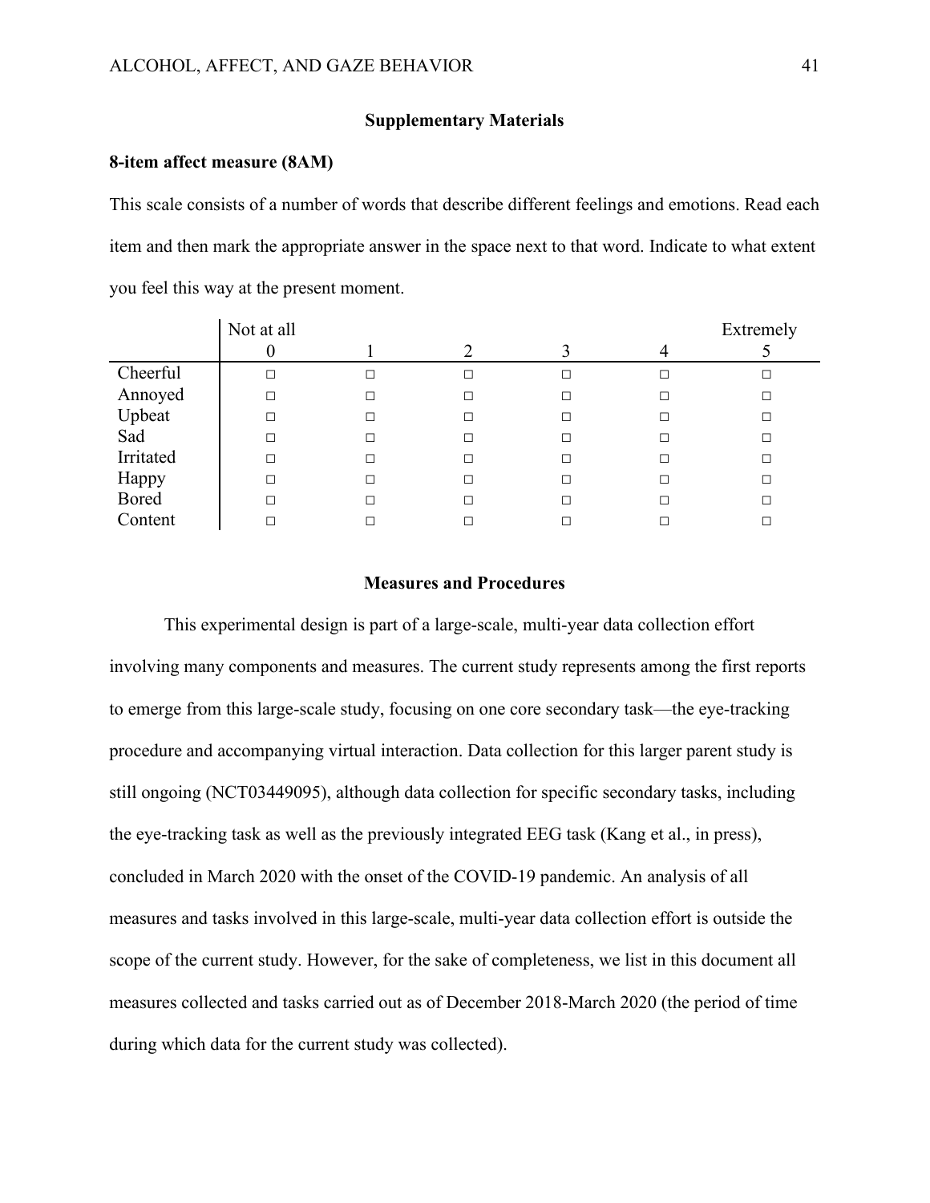## Supplementary Materials

### 8-item affect measure (8AM)

This scale consists of a number of words that describe different feelings and emotions. Read each item and then mark the appropriate answer in the space next to that word. Indicate to what extent you feel this way at the present moment.

| | Not at all 0 | 1 | 2 | 3 | 4 | Extremely 5 |
|---|---|---|---|---|---|---|
| Cheerful | □ | □ | □ | □ | □ | □ |
| Annoyed | □ | □ | □ | □ | □ | □ |
| Upbeat | □ | □ | □ | □ | □ | □ |
| Sad | □ | □ | □ | □ | □ | □ |
| Irritated | □ | □ | □ | □ | □ | □ |
| Happy | □ | □ | □ | □ | □ | □ |
| Bored | □ | □ | □ | □ | □ | □ |
| Content | □ | □ | □ | □ | □ | □ |

## Measures and Procedures

This experimental design is part of a large-scale, multi-year data collection effort involving many components and measures. The current study represents among the first reports to emerge from this large-scale study, focusing on one core secondary task—the eye-tracking procedure and accompanying virtual interaction. Data collection for this larger parent study is still ongoing (NCT03449095), although data collection for specific secondary tasks, including the eye-tracking task as well as the previously integrated EEG task (Kang et al., in press), concluded in March 2020 with the onset of the COVID-19 pandemic. An analysis of all measures and tasks involved in this large-scale, multi-year data collection effort is outside the scope of the current study. However, for the sake of completeness, we list in this document all measures collected and tasks carried out as of December 2018-March 2020 (the period of time during which data for the current study was collected).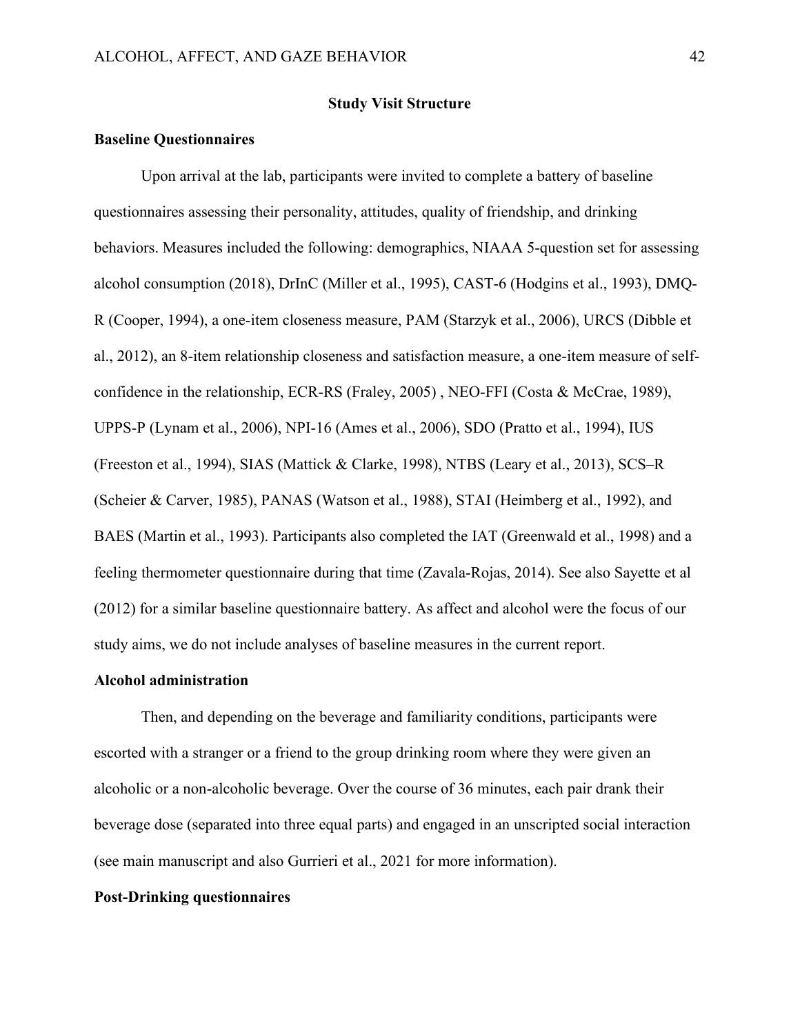## Study Visit Structure

### Baseline Questionnaires

Upon arrival at the lab, participants were invited to complete a battery of baseline questionnaires assessing their personality, attitudes, quality of friendship, and drinking behaviors. Measures included the following: demographics, NIAAA 5-question set for assessing alcohol consumption (2018), DrInC (Miller et al., 1995), CAST-6 (Hodgins et al., 1993), DMQ-R (Cooper, 1994), a one-item closeness measure, PAM (Starzyk et al., 2006), URCS (Dibble et al., 2012), an 8-item relationship closeness and satisfaction measure, a one-item measure of self-confidence in the relationship, ECR-RS (Fraley, 2005) , NEO-FFI (Costa & McCrae, 1989), UPPS-P (Lynam et al., 2006), NPI-16 (Ames et al., 2006), SDO (Pratto et al., 1994), IUS (Freeston et al., 1994), SIAS (Mattick & Clarke, 1998), NTBS (Leary et al., 2013), SCS–R (Scheier & Carver, 1985), PANAS (Watson et al., 1988), STAI (Heimberg et al., 1992), and BAES (Martin et al., 1993). Participants also completed the IAT (Greenwald et al., 1998) and a feeling thermometer questionnaire during that time (Zavala-Rojas, 2014). See also Sayette et al (2012) for a similar baseline questionnaire battery. As affect and alcohol were the focus of our study aims, we do not include analyses of baseline measures in the current report.

### Alcohol administration

Then, and depending on the beverage and familiarity conditions, participants were escorted with a stranger or a friend to the group drinking room where they were given an alcoholic or a non-alcoholic beverage. Over the course of 36 minutes, each pair drank their beverage dose (separated into three equal parts) and engaged in an unscripted social interaction (see main manuscript and also Gurrieri et al., 2021 for more information).

### Post-Drinking questionnaires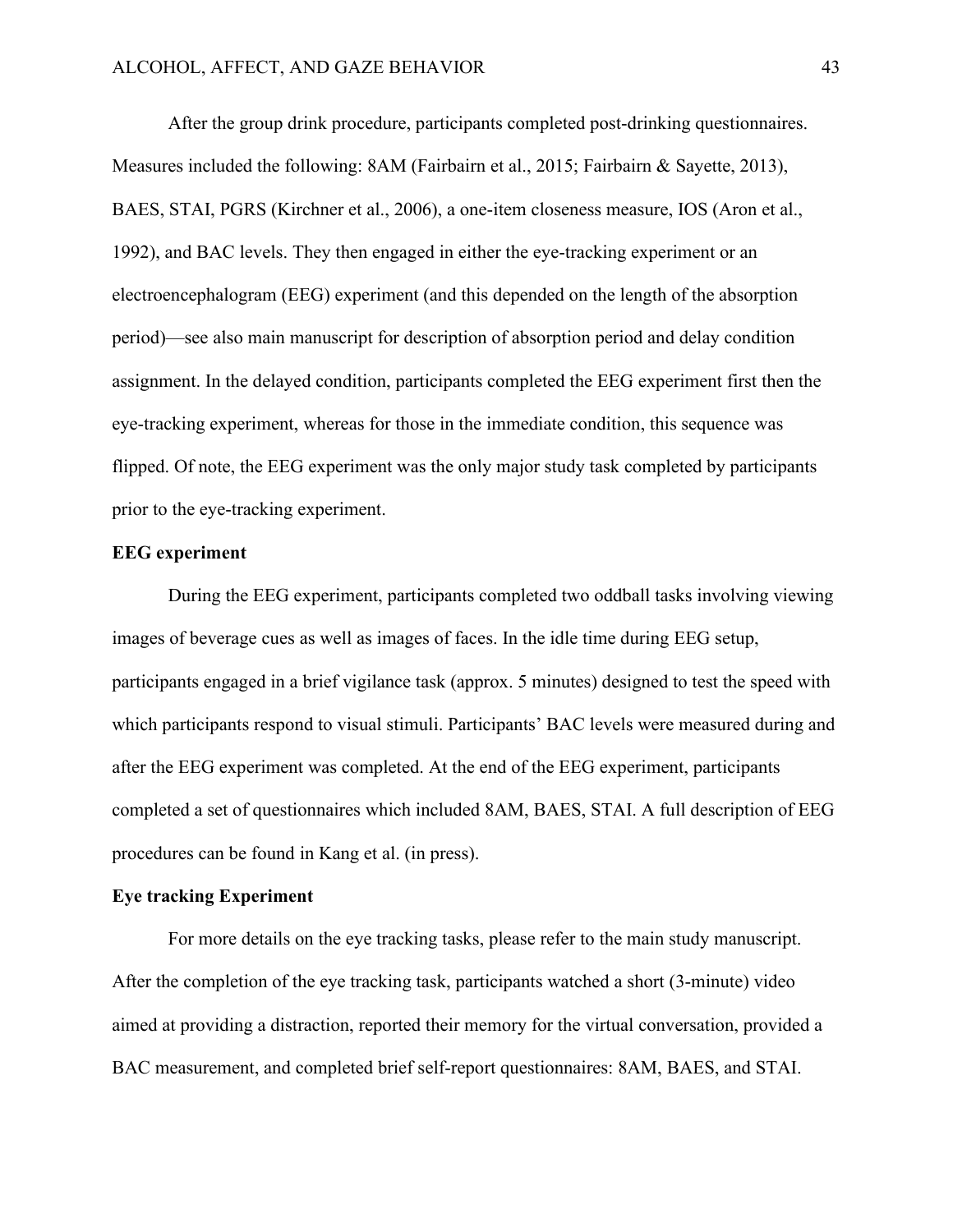After the group drink procedure, participants completed post-drinking questionnaires. Measures included the following: 8AM (Fairbairn et al., 2015; Fairbairn & Sayette, 2013), BAES, STAI, PGRS (Kirchner et al., 2006), a one-item closeness measure, IOS (Aron et al., 1992), and BAC levels. They then engaged in either the eye-tracking experiment or an electroencephalogram (EEG) experiment (and this depended on the length of the absorption period)—see also main manuscript for description of absorption period and delay condition assignment. In the delayed condition, participants completed the EEG experiment first then the eye-tracking experiment, whereas for those in the immediate condition, this sequence was flipped. Of note, the EEG experiment was the only major study task completed by participants prior to the eye-tracking experiment.

**EEG experiment**

During the EEG experiment, participants completed two oddball tasks involving viewing images of beverage cues as well as images of faces. In the idle time during EEG setup, participants engaged in a brief vigilance task (approx. 5 minutes) designed to test the speed with which participants respond to visual stimuli. Participants' BAC levels were measured during and after the EEG experiment was completed. At the end of the EEG experiment, participants completed a set of questionnaires which included 8AM, BAES, STAI. A full description of EEG procedures can be found in Kang et al. (in press).

**Eye tracking Experiment**

For more details on the eye tracking tasks, please refer to the main study manuscript. After the completion of the eye tracking task, participants watched a short (3-minute) video aimed at providing a distraction, reported their memory for the virtual conversation, provided a BAC measurement, and completed brief self-report questionnaires: 8AM, BAES, and STAI.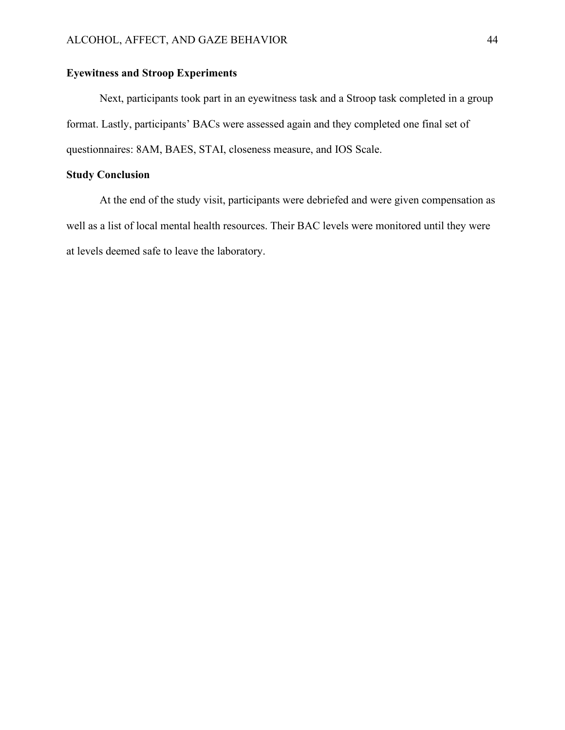### Eyewitness and Stroop Experiments

Next, participants took part in an eyewitness task and a Stroop task completed in a group format. Lastly, participants' BACs were assessed again and they completed one final set of questionnaires: 8AM, BAES, STAI, closeness measure, and IOS Scale.

### Study Conclusion

At the end of the study visit, participants were debriefed and were given compensation as well as a list of local mental health resources. Their BAC levels were monitored until they were at levels deemed safe to leave the laboratory.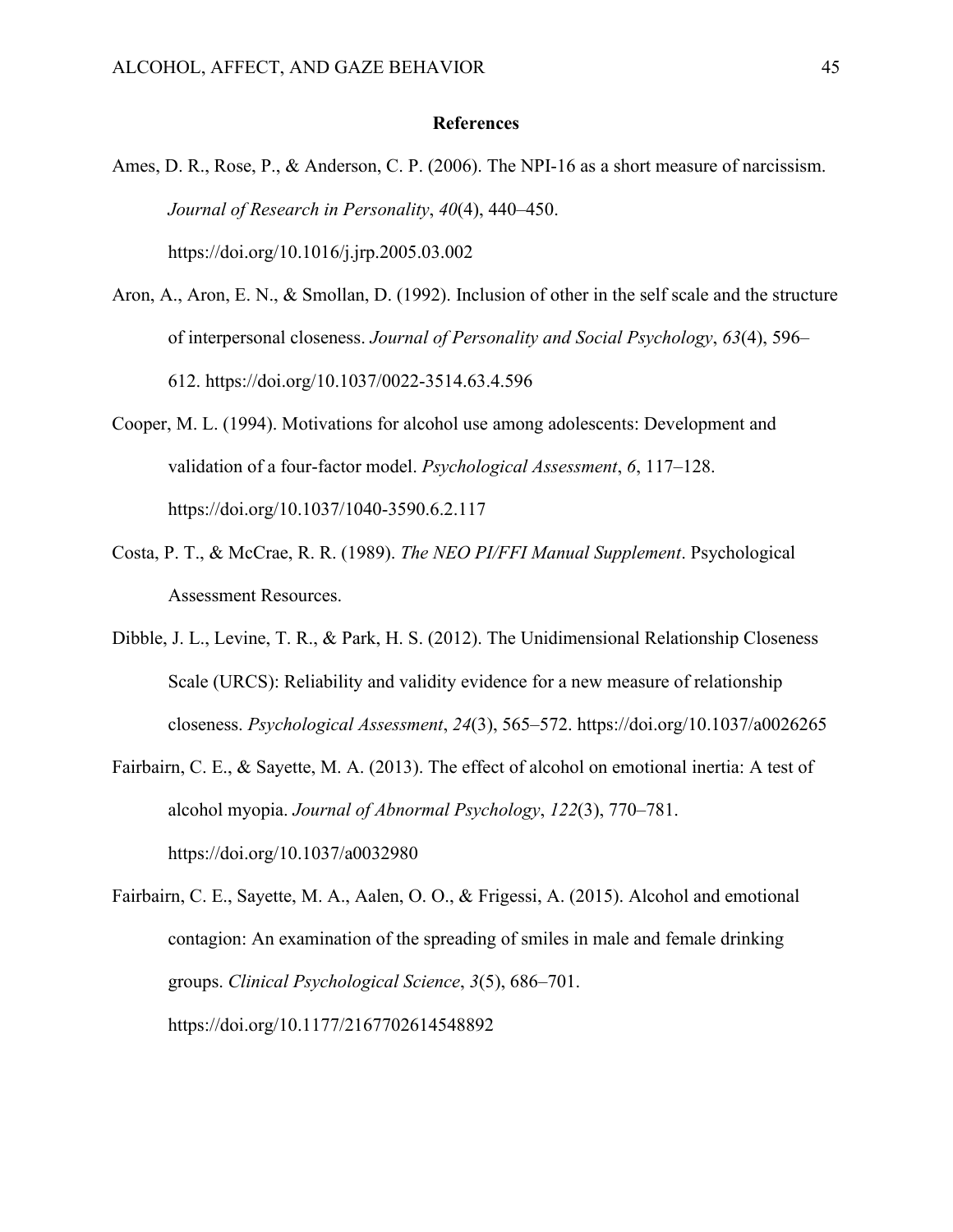# References

Ames, D. R., Rose, P., & Anderson, C. P. (2006). The NPI-16 as a short measure of narcissism. *Journal of Research in Personality*, *40*(4), 440–450. https://doi.org/10.1016/j.jrp.2005.03.002

Aron, A., Aron, E. N., & Smollan, D. (1992). Inclusion of other in the self scale and the structure of interpersonal closeness. *Journal of Personality and Social Psychology*, *63*(4), 596–612. https://doi.org/10.1037/0022-3514.63.4.596

Cooper, M. L. (1994). Motivations for alcohol use among adolescents: Development and validation of a four-factor model. *Psychological Assessment*, *6*, 117–128. https://doi.org/10.1037/1040-3590.6.2.117

Costa, P. T., & McCrae, R. R. (1989). *The NEO PI/FFI Manual Supplement*. Psychological Assessment Resources.

Dibble, J. L., Levine, T. R., & Park, H. S. (2012). The Unidimensional Relationship Closeness Scale (URCS): Reliability and validity evidence for a new measure of relationship closeness. *Psychological Assessment*, *24*(3), 565–572. https://doi.org/10.1037/a0026265

Fairbairn, C. E., & Sayette, M. A. (2013). The effect of alcohol on emotional inertia: A test of alcohol myopia. *Journal of Abnormal Psychology*, *122*(3), 770–781. https://doi.org/10.1037/a0032980

Fairbairn, C. E., Sayette, M. A., Aalen, O. O., & Frigessi, A. (2015). Alcohol and emotional contagion: An examination of the spreading of smiles in male and female drinking groups. *Clinical Psychological Science*, *3*(5), 686–701. https://doi.org/10.1177/2167702614548892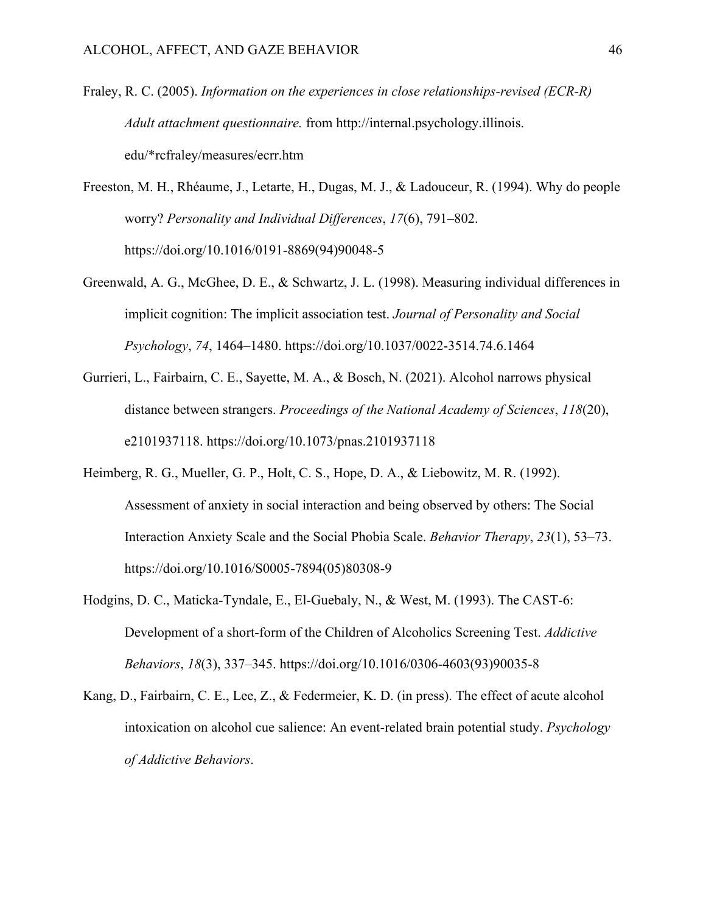Fraley, R. C. (2005). *Information on the experiences in close relationships-revised (ECR-R) Adult attachment questionnaire.* from http://internal.psychology.illinois.edu/*rcfraley/measures/ecrr.htm

Freeston, M. H., Rhéaume, J., Letarte, H., Dugas, M. J., & Ladouceur, R. (1994). Why do people worry? *Personality and Individual Differences*, *17*(6), 791–802. https://doi.org/10.1016/0191-8869(94)90048-5

Greenwald, A. G., McGhee, D. E., & Schwartz, J. L. (1998). Measuring individual differences in implicit cognition: The implicit association test. *Journal of Personality and Social Psychology*, *74*, 1464–1480. https://doi.org/10.1037/0022-3514.74.6.1464

Gurrieri, L., Fairbairn, C. E., Sayette, M. A., & Bosch, N. (2021). Alcohol narrows physical distance between strangers. *Proceedings of the National Academy of Sciences*, *118*(20), e2101937118. https://doi.org/10.1073/pnas.2101937118

Heimberg, R. G., Mueller, G. P., Holt, C. S., Hope, D. A., & Liebowitz, M. R. (1992). Assessment of anxiety in social interaction and being observed by others: The Social Interaction Anxiety Scale and the Social Phobia Scale. *Behavior Therapy*, *23*(1), 53–73. https://doi.org/10.1016/S0005-7894(05)80308-9

Hodgins, D. C., Maticka-Tyndale, E., El-Guebaly, N., & West, M. (1993). The CAST-6: Development of a short-form of the Children of Alcoholics Screening Test. *Addictive Behaviors*, *18*(3), 337–345. https://doi.org/10.1016/0306-4603(93)90035-8

Kang, D., Fairbairn, C. E., Lee, Z., & Federmeier, K. D. (in press). The effect of acute alcohol intoxication on alcohol cue salience: An event-related brain potential study. *Psychology of Addictive Behaviors*.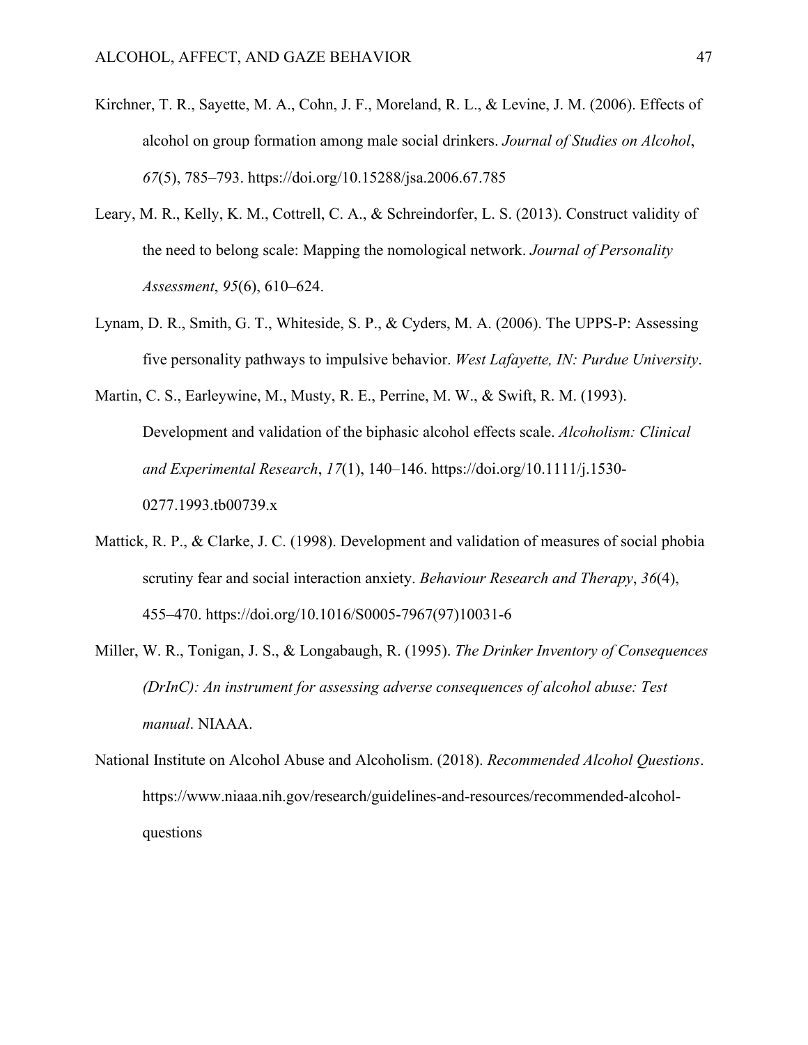Kirchner, T. R., Sayette, M. A., Cohn, J. F., Moreland, R. L., & Levine, J. M. (2006). Effects of alcohol on group formation among male social drinkers. *Journal of Studies on Alcohol*, *67*(5), 785–793. https://doi.org/10.15288/jsa.2006.67.785

Leary, M. R., Kelly, K. M., Cottrell, C. A., & Schreindorfer, L. S. (2013). Construct validity of the need to belong scale: Mapping the nomological network. *Journal of Personality Assessment*, *95*(6), 610–624.

Lynam, D. R., Smith, G. T., Whiteside, S. P., & Cyders, M. A. (2006). The UPPS-P: Assessing five personality pathways to impulsive behavior. *West Lafayette, IN: Purdue University*.

Martin, C. S., Earleywine, M., Musty, R. E., Perrine, M. W., & Swift, R. M. (1993). Development and validation of the biphasic alcohol effects scale. *Alcoholism: Clinical and Experimental Research*, *17*(1), 140–146. https://doi.org/10.1111/j.1530-0277.1993.tb00739.x

Mattick, R. P., & Clarke, J. C. (1998). Development and validation of measures of social phobia scrutiny fear and social interaction anxiety. *Behaviour Research and Therapy*, *36*(4), 455–470. https://doi.org/10.1016/S0005-7967(97)10031-6

Miller, W. R., Tonigan, J. S., & Longabaugh, R. (1995). *The Drinker Inventory of Consequences (DrInC): An instrument for assessing adverse consequences of alcohol abuse: Test manual*. NIAAA.

National Institute on Alcohol Abuse and Alcoholism. (2018). *Recommended Alcohol Questions*. https://www.niaaa.nih.gov/research/guidelines-and-resources/recommended-alcohol-questions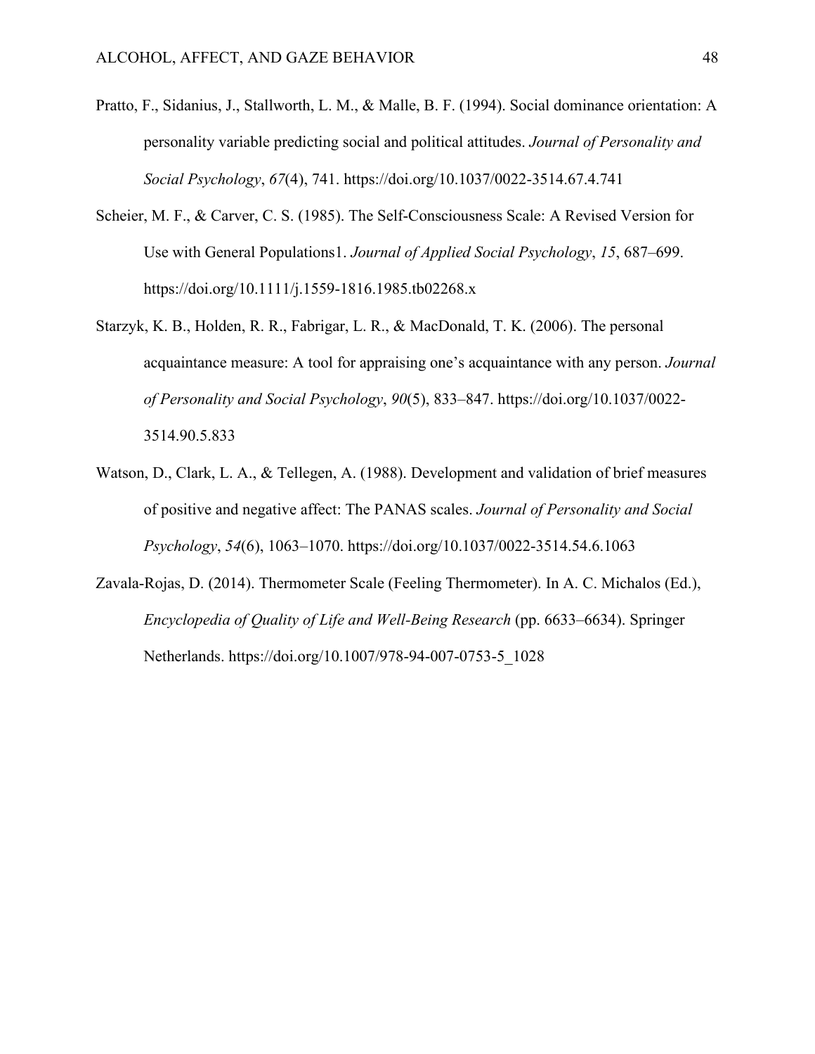Pratto, F., Sidanius, J., Stallworth, L. M., & Malle, B. F. (1994). Social dominance orientation: A personality variable predicting social and political attitudes. *Journal of Personality and Social Psychology*, *67*(4), 741. https://doi.org/10.1037/0022-3514.67.4.741

Scheier, M. F., & Carver, C. S. (1985). The Self-Consciousness Scale: A Revised Version for Use with General Populations1. *Journal of Applied Social Psychology*, *15*, 687–699. https://doi.org/10.1111/j.1559-1816.1985.tb02268.x

Starzyk, K. B., Holden, R. R., Fabrigar, L. R., & MacDonald, T. K. (2006). The personal acquaintance measure: A tool for appraising one's acquaintance with any person. *Journal of Personality and Social Psychology*, *90*(5), 833–847. https://doi.org/10.1037/0022-3514.90.5.833

Watson, D., Clark, L. A., & Tellegen, A. (1988). Development and validation of brief measures of positive and negative affect: The PANAS scales. *Journal of Personality and Social Psychology*, *54*(6), 1063–1070. https://doi.org/10.1037/0022-3514.54.6.1063

Zavala-Rojas, D. (2014). Thermometer Scale (Feeling Thermometer). In A. C. Michalos (Ed.), *Encyclopedia of Quality of Life and Well-Being Research* (pp. 6633–6634). Springer Netherlands. https://doi.org/10.1007/978-94-007-0753-5_1028